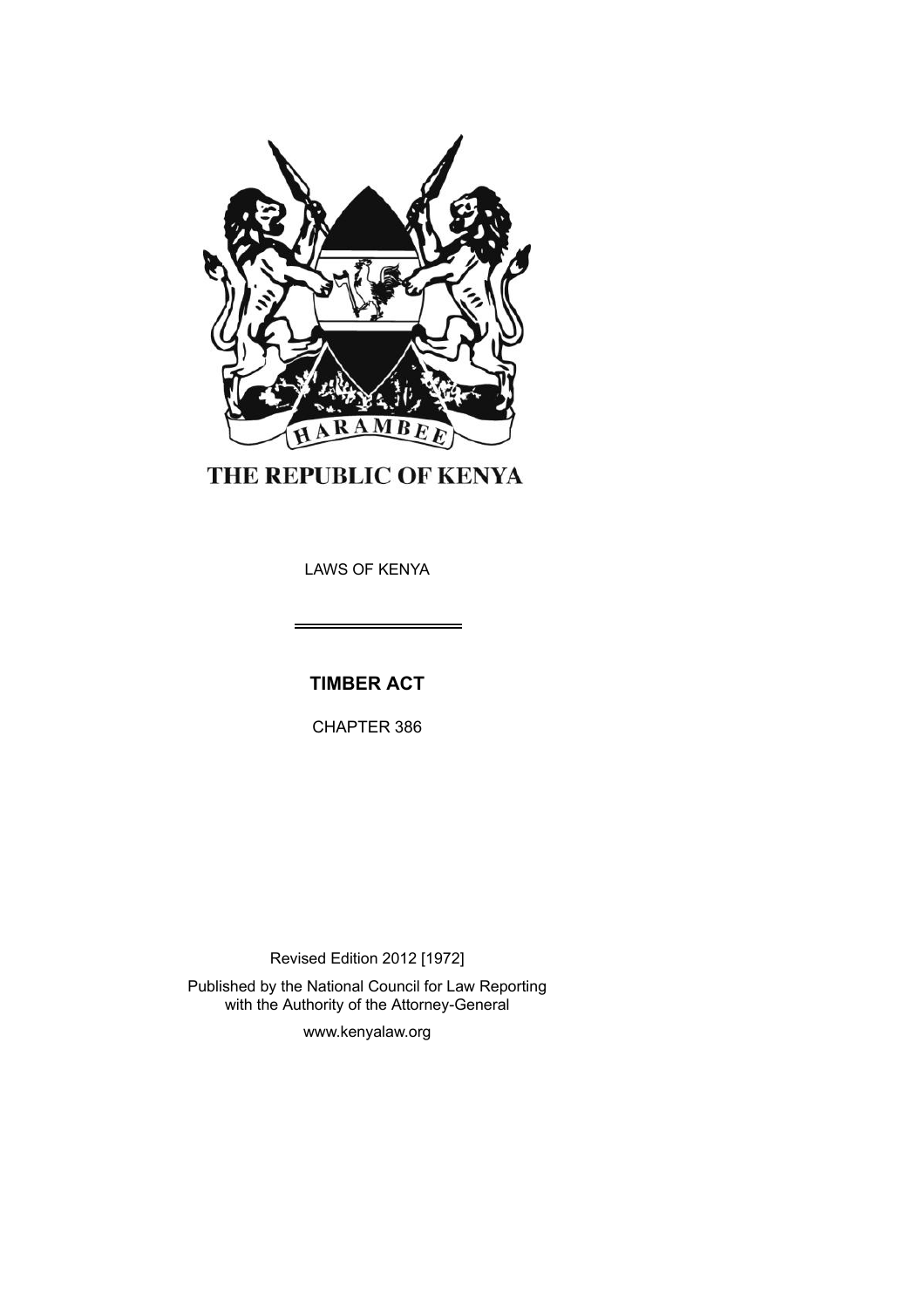THE REPUBLIC OF KENYA

LAWS OF KENYA

---

# TIMBER ACT

CHAPTER 386

Revised Edition 2012 [1972]

Published by the National Council for Law Reporting with the Authority of the Attorney-General

www.kenyalaw.org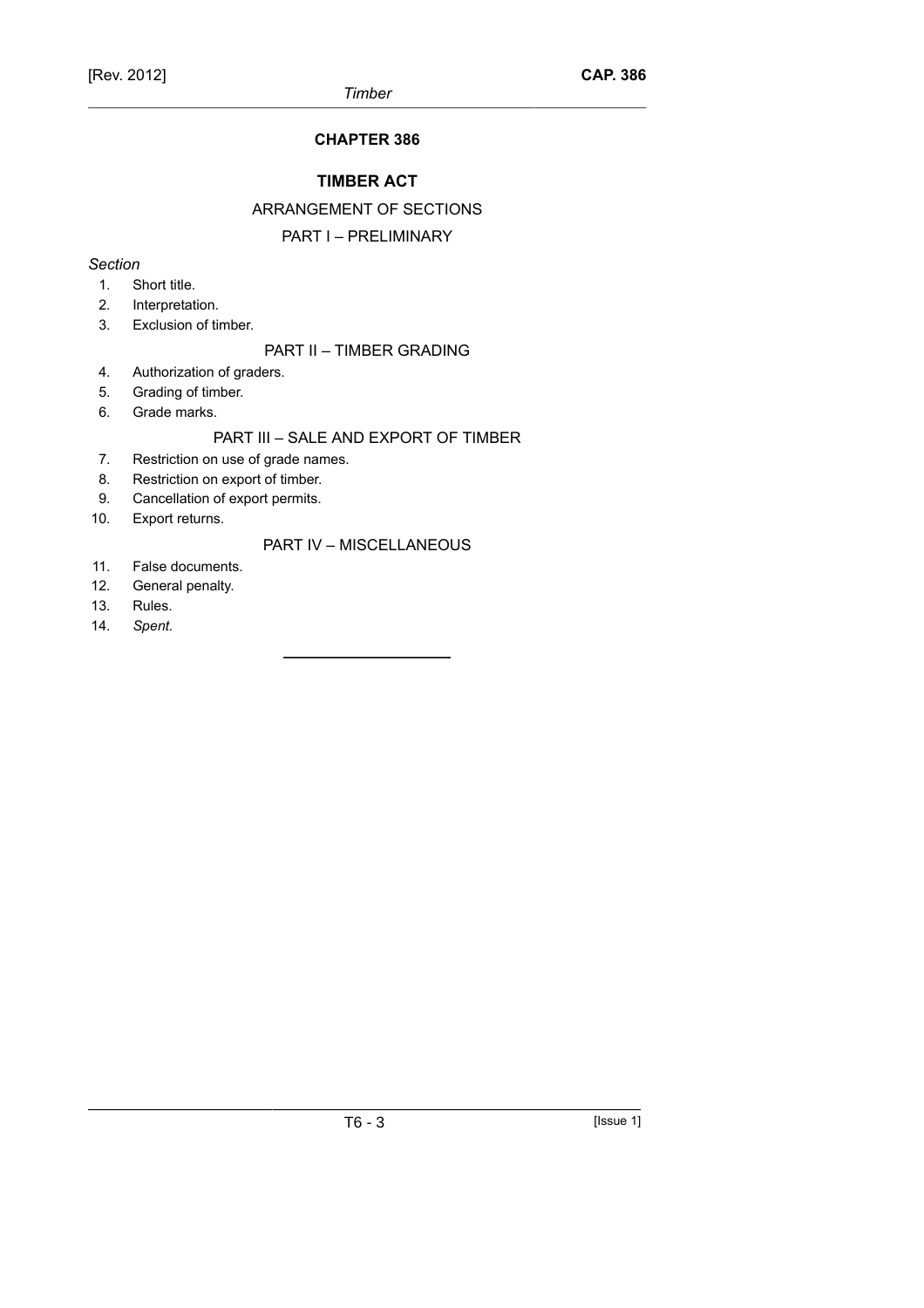# CHAPTER 386

## TIMBER ACT

### ARRANGEMENT OF SECTIONS

### PART I – PRELIMINARY

*Section*

1. Short title.
2. Interpretation.
3. Exclusion of timber.

### PART II – TIMBER GRADING

4. Authorization of graders.
5. Grading of timber.
6. Grade marks.

### PART III – SALE AND EXPORT OF TIMBER

7. Restriction on use of grade names.
8. Restriction on export of timber.
9. Cancellation of export permits.
10. Export returns.

### PART IV – MISCELLANEOUS

11. False documents.
12. General penalty.
13. Rules.
14. *Spent.*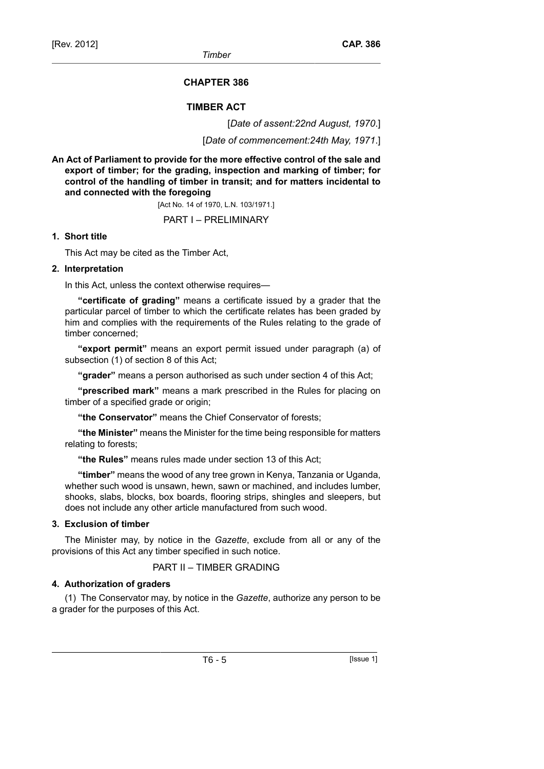# CHAPTER 386

## TIMBER ACT

[*Date of assent:22nd August, 1970*.]

[*Date of commencement:24th May, 1971*.]

**An Act of Parliament to provide for the more effective control of the sale and export of timber; for the grading, inspection and marking of timber; for control of the handling of timber in transit; and for matters incidental to and connected with the foregoing**

[Act No. 14 of 1970, L.N. 103/1971.]

### PART I – PRELIMINARY

**1. Short title**

This Act may be cited as the Timber Act,

**2. Interpretation**

In this Act, unless the context otherwise requires—

**"certificate of grading"** means a certificate issued by a grader that the particular parcel of timber to which the certificate relates has been graded by him and complies with the requirements of the Rules relating to the grade of timber concerned;

**"export permit"** means an export permit issued under paragraph (a) of subsection (1) of section 8 of this Act;

**"grader"** means a person authorised as such under section 4 of this Act;

**"prescribed mark"** means a mark prescribed in the Rules for placing on timber of a specified grade or origin;

**"the Conservator"** means the Chief Conservator of forests;

**"the Minister"** means the Minister for the time being responsible for matters relating to forests;

**"the Rules"** means rules made under section 13 of this Act;

**"timber"** means the wood of any tree grown in Kenya, Tanzania or Uganda, whether such wood is unsawn, hewn, sawn or machined, and includes lumber, shooks, slabs, blocks, box boards, flooring strips, shingles and sleepers, but does not include any other article manufactured from such wood.

**3. Exclusion of timber**

The Minister may, by notice in the *Gazette*, exclude from all or any of the provisions of this Act any timber specified in such notice.

### PART II – TIMBER GRADING

**4. Authorization of graders**

(1) The Conservator may, by notice in the *Gazette*, authorize any person to be a grader for the purposes of this Act.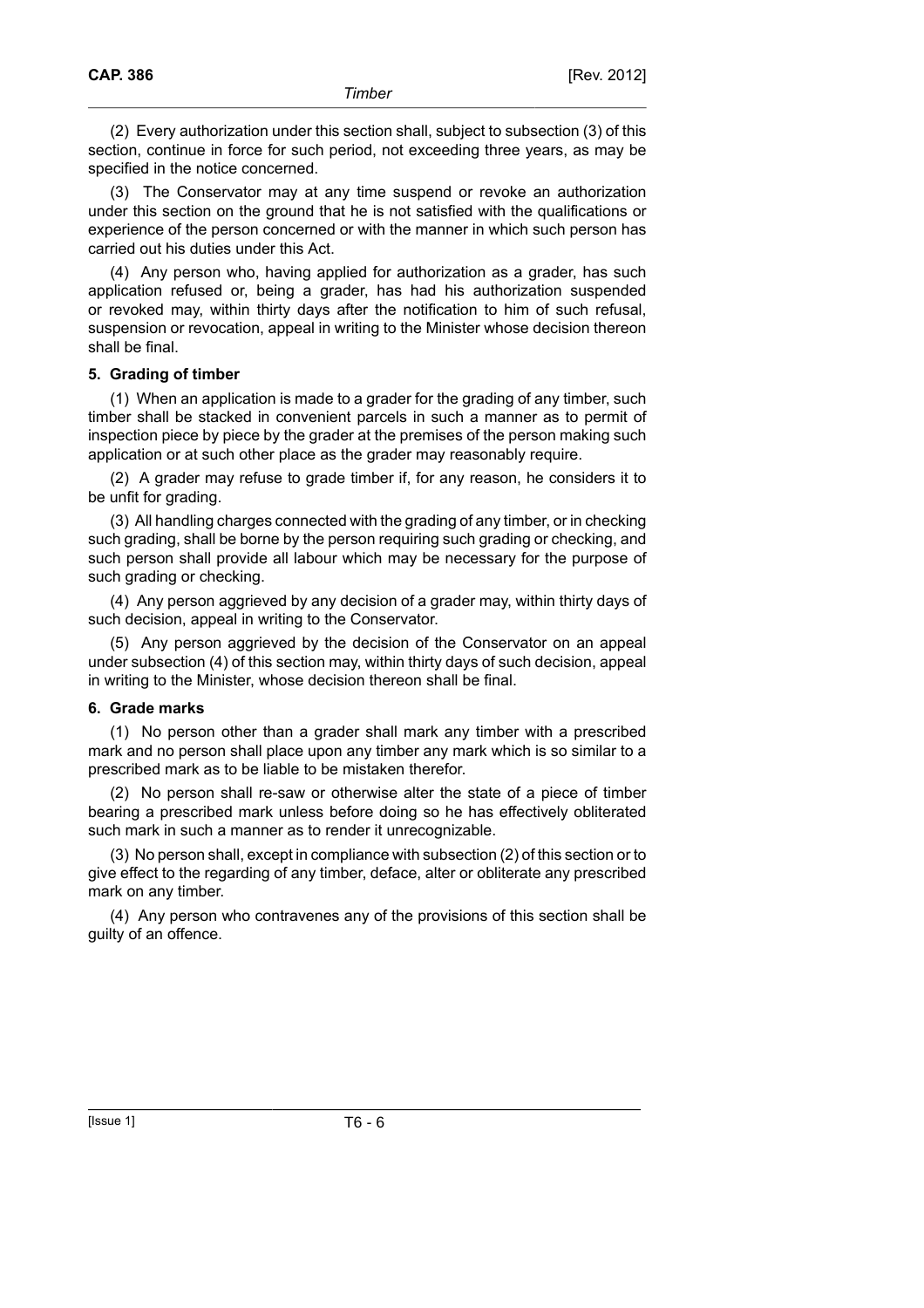(2) Every authorization under this section shall, subject to subsection (3) of this section, continue in force for such period, not exceeding three years, as may be specified in the notice concerned.

(3) The Conservator may at any time suspend or revoke an authorization under this section on the ground that he is not satisfied with the qualifications or experience of the person concerned or with the manner in which such person has carried out his duties under this Act.

(4) Any person who, having applied for authorization as a grader, has such application refused or, being a grader, has had his authorization suspended or revoked may, within thirty days after the notification to him of such refusal, suspension or revocation, appeal in writing to the Minister whose decision thereon shall be final.

**5. Grading of timber**

(1) When an application is made to a grader for the grading of any timber, such timber shall be stacked in convenient parcels in such a manner as to permit of inspection piece by piece by the grader at the premises of the person making such application or at such other place as the grader may reasonably require.

(2) A grader may refuse to grade timber if, for any reason, he considers it to be unfit for grading.

(3) All handling charges connected with the grading of any timber, or in checking such grading, shall be borne by the person requiring such grading or checking, and such person shall provide all labour which may be necessary for the purpose of such grading or checking.

(4) Any person aggrieved by any decision of a grader may, within thirty days of such decision, appeal in writing to the Conservator.

(5) Any person aggrieved by the decision of the Conservator on an appeal under subsection (4) of this section may, within thirty days of such decision, appeal in writing to the Minister, whose decision thereon shall be final.

**6. Grade marks**

(1) No person other than a grader shall mark any timber with a prescribed mark and no person shall place upon any timber any mark which is so similar to a prescribed mark as to be liable to be mistaken therefor.

(2) No person shall re-saw or otherwise alter the state of a piece of timber bearing a prescribed mark unless before doing so he has effectively obliterated such mark in such a manner as to render it unrecognizable.

(3) No person shall, except in compliance with subsection (2) of this section or to give effect to the regarding of any timber, deface, alter or obliterate any prescribed mark on any timber.

(4) Any person who contravenes any of the provisions of this section shall be guilty of an offence.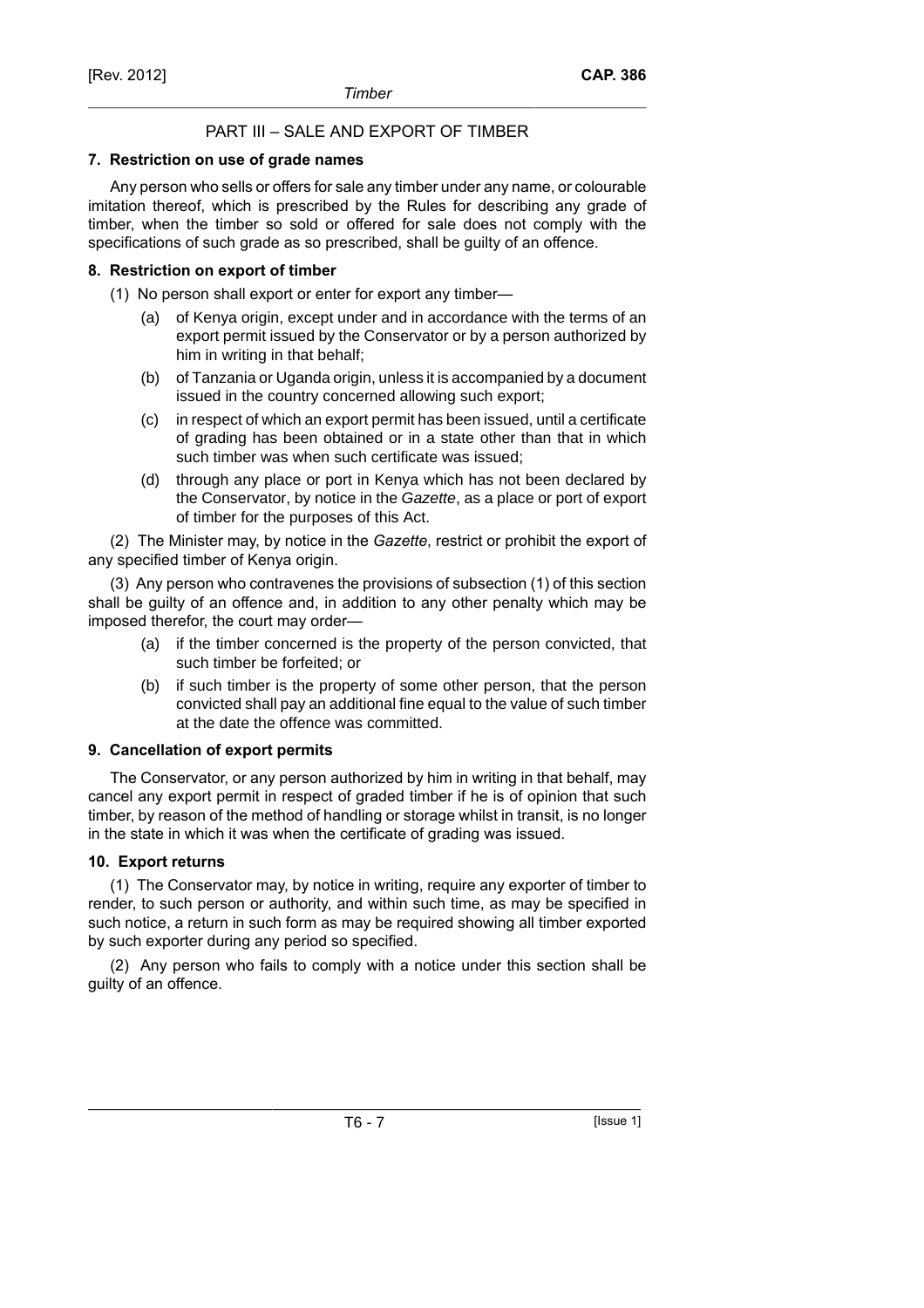## PART III – SALE AND EXPORT OF TIMBER

### 7. Restriction on use of grade names

Any person who sells or offers for sale any timber under any name, or colourable imitation thereof, which is prescribed by the Rules for describing any grade of timber, when the timber so sold or offered for sale does not comply with the specifications of such grade as so prescribed, shall be guilty of an offence.

### 8. Restriction on export of timber

(1) No person shall export or enter for export any timber—

(a) of Kenya origin, except under and in accordance with the terms of an export permit issued by the Conservator or by a person authorized by him in writing in that behalf;

(b) of Tanzania or Uganda origin, unless it is accompanied by a document issued in the country concerned allowing such export;

(c) in respect of which an export permit has been issued, until a certificate of grading has been obtained or in a state other than that in which such timber was when such certificate was issued;

(d) through any place or port in Kenya which has not been declared by the Conservator, by notice in the *Gazette*, as a place or port of export of timber for the purposes of this Act.

(2) The Minister may, by notice in the *Gazette*, restrict or prohibit the export of any specified timber of Kenya origin.

(3) Any person who contravenes the provisions of subsection (1) of this section shall be guilty of an offence and, in addition to any other penalty which may be imposed therefor, the court may order—

(a) if the timber concerned is the property of the person convicted, that such timber be forfeited; or

(b) if such timber is the property of some other person, that the person convicted shall pay an additional fine equal to the value of such timber at the date the offence was committed.

### 9. Cancellation of export permits

The Conservator, or any person authorized by him in writing in that behalf, may cancel any export permit in respect of graded timber if he is of opinion that such timber, by reason of the method of handling or storage whilst in transit, is no longer in the state in which it was when the certificate of grading was issued.

### 10. Export returns

(1) The Conservator may, by notice in writing, require any exporter of timber to render, to such person or authority, and within such time, as may be specified in such notice, a return in such form as may be required showing all timber exported by such exporter during any period so specified.

(2) Any person who fails to comply with a notice under this section shall be guilty of an offence.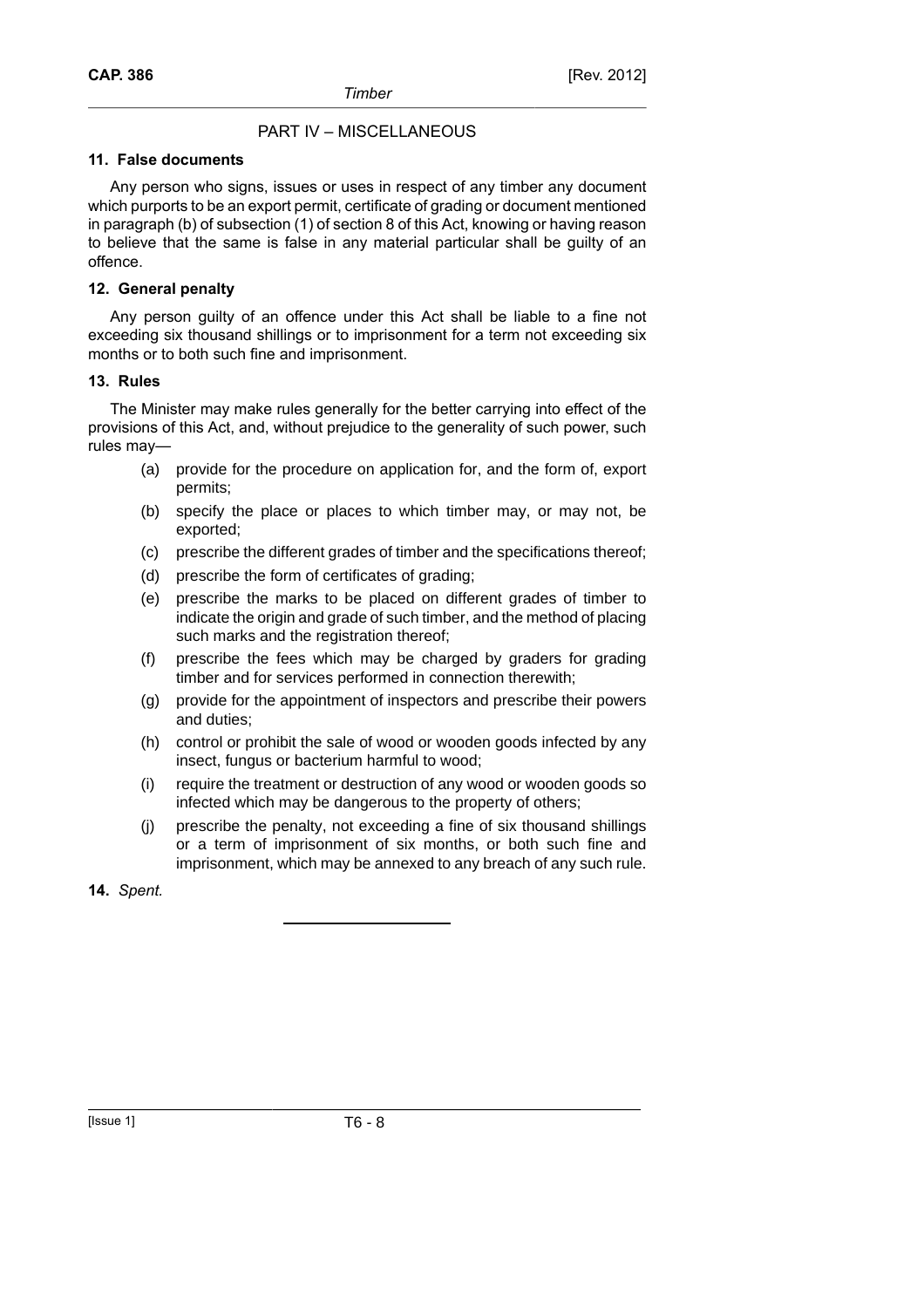## PART IV – MISCELLANEOUS

### 11. False documents

Any person who signs, issues or uses in respect of any timber any document which purports to be an export permit, certificate of grading or document mentioned in paragraph (b) of subsection (1) of section 8 of this Act, knowing or having reason to believe that the same is false in any material particular shall be guilty of an offence.

### 12. General penalty

Any person guilty of an offence under this Act shall be liable to a fine not exceeding six thousand shillings or to imprisonment for a term not exceeding six months or to both such fine and imprisonment.

### 13. Rules

The Minister may make rules generally for the better carrying into effect of the provisions of this Act, and, without prejudice to the generality of such power, such rules may—

- (a) provide for the procedure on application for, and the form of, export permits;
- (b) specify the place or places to which timber may, or may not, be exported;
- (c) prescribe the different grades of timber and the specifications thereof;
- (d) prescribe the form of certificates of grading;
- (e) prescribe the marks to be placed on different grades of timber to indicate the origin and grade of such timber, and the method of placing such marks and the registration thereof;
- (f) prescribe the fees which may be charged by graders for grading timber and for services performed in connection therewith;
- (g) provide for the appointment of inspectors and prescribe their powers and duties;
- (h) control or prohibit the sale of wood or wooden goods infected by any insect, fungus or bacterium harmful to wood;
- (i) require the treatment or destruction of any wood or wooden goods so infected which may be dangerous to the property of others;
- (j) prescribe the penalty, not exceeding a fine of six thousand shillings or a term of imprisonment of six months, or both such fine and imprisonment, which may be annexed to any breach of any such rule.

**14.** *Spent.*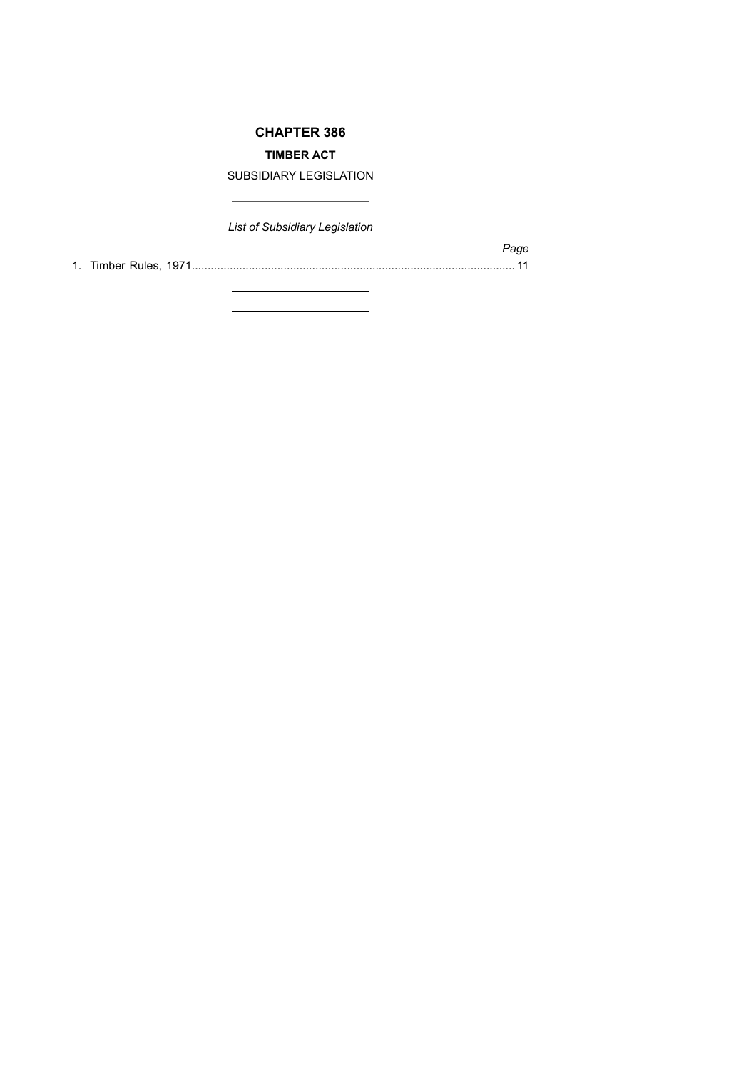# CHAPTER 386

## TIMBER ACT

SUBSIDIARY LEGISLATION

---

*List of Subsidiary Legislation*

| | *Page* |
|---|---|
| 1. Timber Rules, 1971 | 11 |

---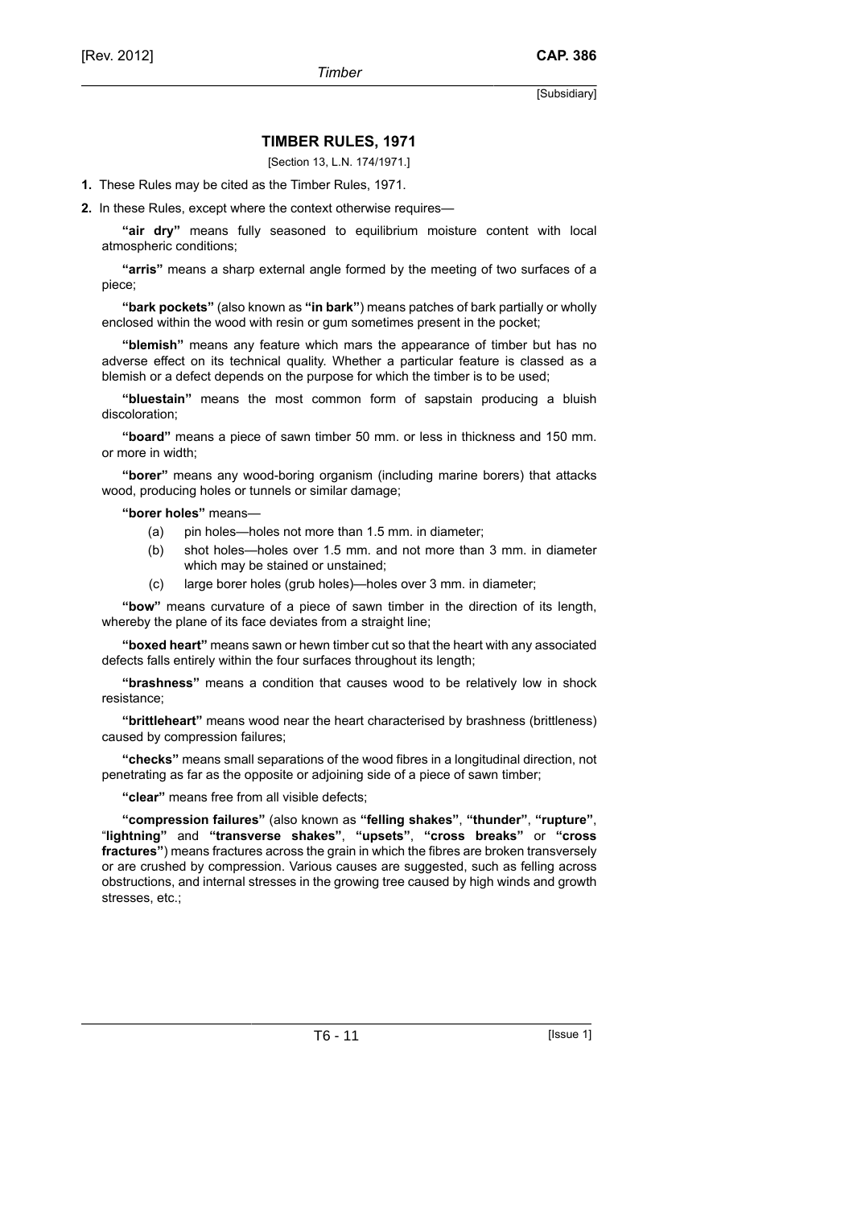## TIMBER RULES, 1971

[Section 13, L.N. 174/1971.]

**1.** These Rules may be cited as the Timber Rules, 1971.

**2.** In these Rules, except where the context otherwise requires—

**"air dry"** means fully seasoned to equilibrium moisture content with local atmospheric conditions;

**"arris"** means a sharp external angle formed by the meeting of two surfaces of a piece;

**"bark pockets"** (also known as **"in bark"**) means patches of bark partially or wholly enclosed within the wood with resin or gum sometimes present in the pocket;

**"blemish"** means any feature which mars the appearance of timber but has no adverse effect on its technical quality. Whether a particular feature is classed as a blemish or a defect depends on the purpose for which the timber is to be used;

**"bluestain"** means the most common form of sapstain producing a bluish discoloration;

**"board"** means a piece of sawn timber 50 mm. or less in thickness and 150 mm. or more in width;

**"borer"** means any wood-boring organism (including marine borers) that attacks wood, producing holes or tunnels or similar damage;

**"borer holes"** means—

(a) pin holes—holes not more than 1.5 mm. in diameter;

(b) shot holes—holes over 1.5 mm. and not more than 3 mm. in diameter which may be stained or unstained;

(c) large borer holes (grub holes)—holes over 3 mm. in diameter;

**"bow"** means curvature of a piece of sawn timber in the direction of its length, whereby the plane of its face deviates from a straight line;

**"boxed heart"** means sawn or hewn timber cut so that the heart with any associated defects falls entirely within the four surfaces throughout its length;

**"brashness"** means a condition that causes wood to be relatively low in shock resistance;

**"brittleheart"** means wood near the heart characterised by brashness (brittleness) caused by compression failures;

**"checks"** means small separations of the wood fibres in a longitudinal direction, not penetrating as far as the opposite or adjoining side of a piece of sawn timber;

**"clear"** means free from all visible defects;

**"compression failures"** (also known as **"felling shakes"**, **"thunder"**, **"rupture"**, "**lightning"** and **"transverse shakes"**, **"upsets"**, **"cross breaks"** or **"cross fractures"**) means fractures across the grain in which the fibres are broken transversely or are crushed by compression. Various causes are suggested, such as felling across obstructions, and internal stresses in the growing tree caused by high winds and growth stresses, etc.;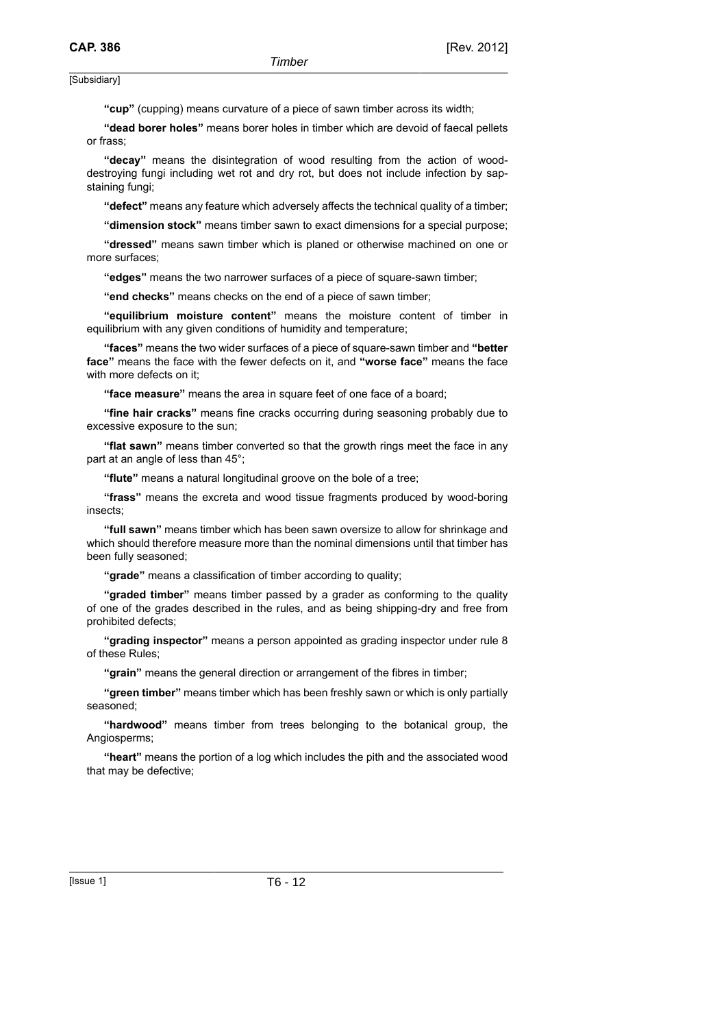**"cup"** (cupping) means curvature of a piece of sawn timber across its width;

**"dead borer holes"** means borer holes in timber which are devoid of faecal pellets or frass;

**"decay"** means the disintegration of wood resulting from the action of wood-destroying fungi including wet rot and dry rot, but does not include infection by sap-staining fungi;

**"defect"** means any feature which adversely affects the technical quality of a timber;

**"dimension stock"** means timber sawn to exact dimensions for a special purpose;

**"dressed"** means sawn timber which is planed or otherwise machined on one or more surfaces;

**"edges"** means the two narrower surfaces of a piece of square-sawn timber;

**"end checks"** means checks on the end of a piece of sawn timber;

**"equilibrium moisture content"** means the moisture content of timber in equilibrium with any given conditions of humidity and temperature;

**"faces"** means the two wider surfaces of a piece of square-sawn timber and **"better face"** means the face with the fewer defects on it, and **"worse face"** means the face with more defects on it;

**"face measure"** means the area in square feet of one face of a board;

**"fine hair cracks"** means fine cracks occurring during seasoning probably due to excessive exposure to the sun;

**"flat sawn"** means timber converted so that the growth rings meet the face in any part at an angle of less than 45°;

**"flute"** means a natural longitudinal groove on the bole of a tree;

**"frass"** means the excreta and wood tissue fragments produced by wood-boring insects;

**"full sawn"** means timber which has been sawn oversize to allow for shrinkage and which should therefore measure more than the nominal dimensions until that timber has been fully seasoned;

**"grade"** means a classification of timber according to quality;

**"graded timber"** means timber passed by a grader as conforming to the quality of one of the grades described in the rules, and as being shipping-dry and free from prohibited defects;

**"grading inspector"** means a person appointed as grading inspector under rule 8 of these Rules;

**"grain"** means the general direction or arrangement of the fibres in timber;

**"green timber"** means timber which has been freshly sawn or which is only partially seasoned;

**"hardwood"** means timber from trees belonging to the botanical group, the Angiosperms;

**"heart"** means the portion of a log which includes the pith and the associated wood that may be defective;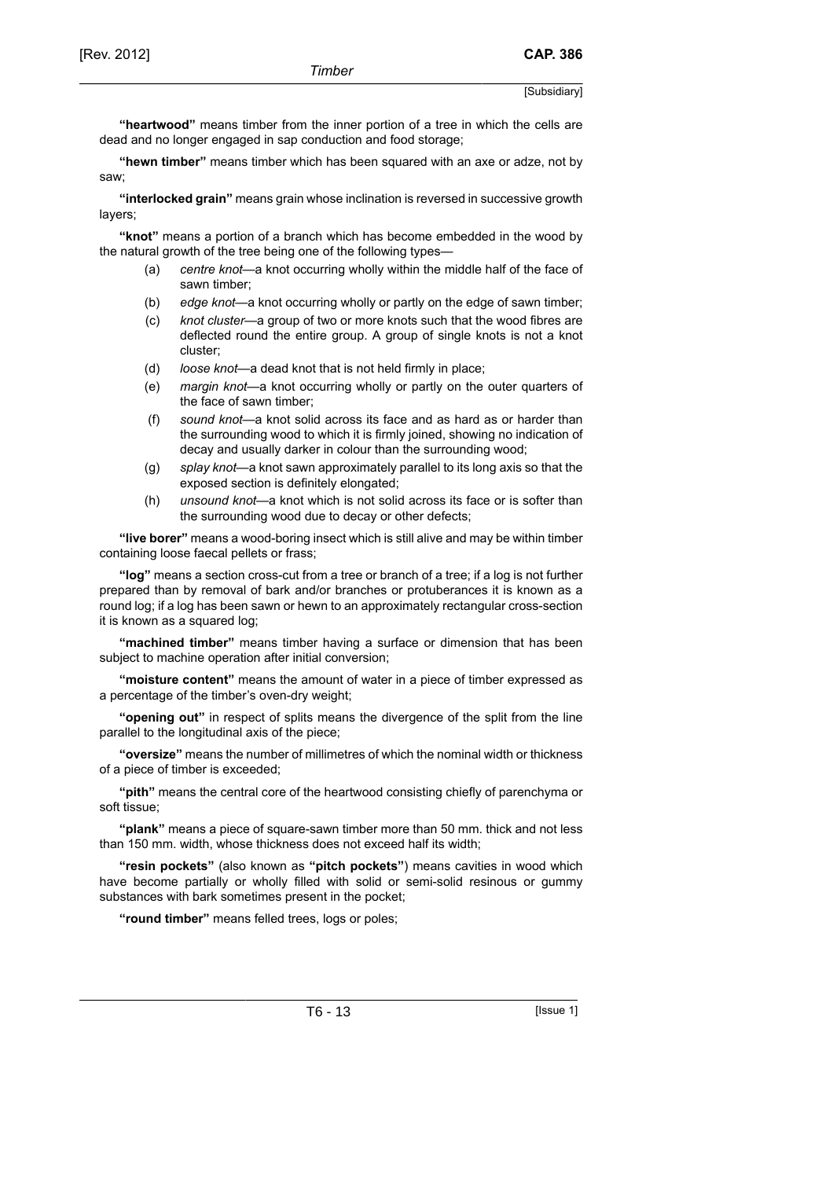**"heartwood"** means timber from the inner portion of a tree in which the cells are dead and no longer engaged in sap conduction and food storage;

**"hewn timber"** means timber which has been squared with an axe or adze, not by saw;

**"interlocked grain"** means grain whose inclination is reversed in successive growth layers;

**"knot"** means a portion of a branch which has become embedded in the wood by the natural growth of the tree being one of the following types—

(a) *centre knot*—a knot occurring wholly within the middle half of the face of sawn timber;

(b) *edge knot*—a knot occurring wholly or partly on the edge of sawn timber;

(c) *knot cluster*—a group of two or more knots such that the wood fibres are deflected round the entire group. A group of single knots is not a knot cluster;

(d) *loose knot*—a dead knot that is not held firmly in place;

(e) *margin knot*—a knot occurring wholly or partly on the outer quarters of the face of sawn timber;

(f) *sound knot*—a knot solid across its face and as hard as or harder than the surrounding wood to which it is firmly joined, showing no indication of decay and usually darker in colour than the surrounding wood;

(g) *splay knot*—a knot sawn approximately parallel to its long axis so that the exposed section is definitely elongated;

(h) *unsound knot*—a knot which is not solid across its face or is softer than the surrounding wood due to decay or other defects;

**"live borer"** means a wood-boring insect which is still alive and may be within timber containing loose faecal pellets or frass;

**"log"** means a section cross-cut from a tree or branch of a tree; if a log is not further prepared than by removal of bark and/or branches or protuberances it is known as a round log; if a log has been sawn or hewn to an approximately rectangular cross-section it is known as a squared log;

**"machined timber"** means timber having a surface or dimension that has been subject to machine operation after initial conversion;

**"moisture content"** means the amount of water in a piece of timber expressed as a percentage of the timber's oven-dry weight;

**"opening out"** in respect of splits means the divergence of the split from the line parallel to the longitudinal axis of the piece;

**"oversize"** means the number of millimetres of which the nominal width or thickness of a piece of timber is exceeded;

**"pith"** means the central core of the heartwood consisting chiefly of parenchyma or soft tissue;

**"plank"** means a piece of square-sawn timber more than 50 mm. thick and not less than 150 mm. width, whose thickness does not exceed half its width;

**"resin pockets"** (also known as **"pitch pockets"**) means cavities in wood which have become partially or wholly filled with solid or semi-solid resinous or gummy substances with bark sometimes present in the pocket;

**"round timber"** means felled trees, logs or poles;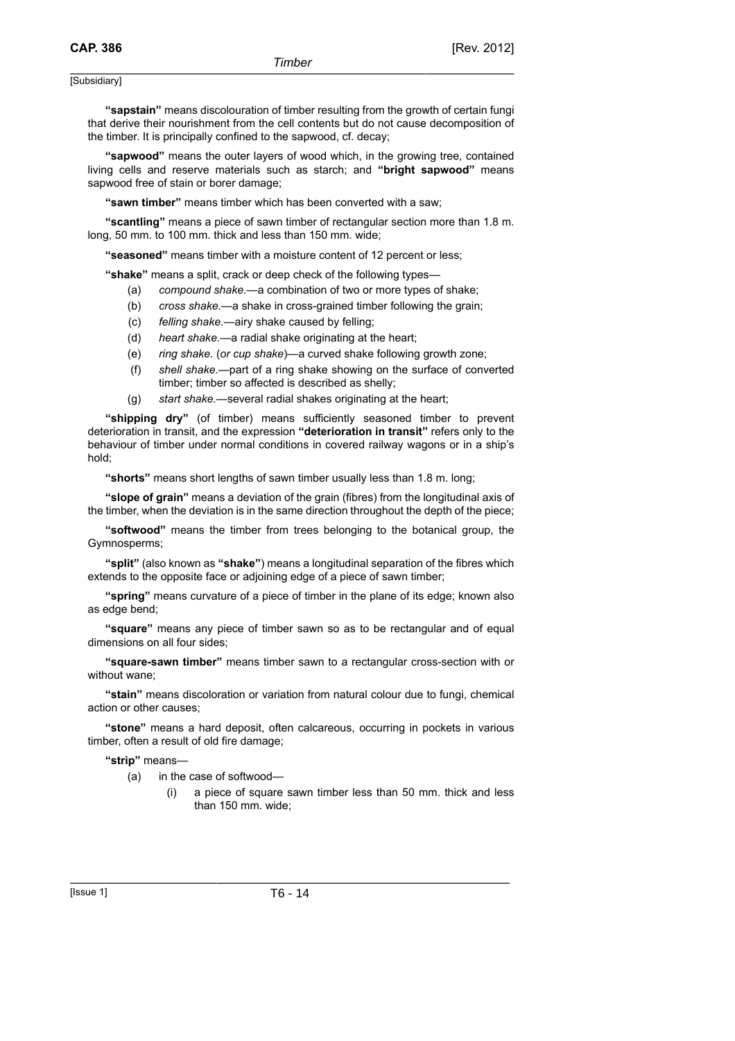**"sapstain"** means discolouration of timber resulting from the growth of certain fungi that derive their nourishment from the cell contents but do not cause decomposition of the timber. It is principally confined to the sapwood, cf. decay;

**"sapwood"** means the outer layers of wood which, in the growing tree, contained living cells and reserve materials such as starch; and **"bright sapwood"** means sapwood free of stain or borer damage;

**"sawn timber"** means timber which has been converted with a saw;

**"scantling"** means a piece of sawn timber of rectangular section more than 1.8 m. long, 50 mm. to 100 mm. thick and less than 150 mm. wide;

**"seasoned"** means timber with a moisture content of 12 percent or less;

**"shake"** means a split, crack or deep check of the following types—

(a) *compound shake.*—a combination of two or more types of shake;

(b) *cross shake.*—a shake in cross-grained timber following the grain;

(c) *felling shake.*—airy shake caused by felling;

(d) *heart shake.*—a radial shake originating at the heart;

(e) *ring shake.* (*or cup shake*)—a curved shake following growth zone;

(f) *shell shake.*—part of a ring shake showing on the surface of converted timber; timber so affected is described as shelly;

(g) *start shake.*—several radial shakes originating at the heart;

**"shipping dry"** (of timber) means sufficiently seasoned timber to prevent deterioration in transit, and the expression **"deterioration in transit"** refers only to the behaviour of timber under normal conditions in covered railway wagons or in a ship's hold;

**"shorts"** means short lengths of sawn timber usually less than 1.8 m. long;

**"slope of grain"** means a deviation of the grain (fibres) from the longitudinal axis of the timber, when the deviation is in the same direction throughout the depth of the piece;

**"softwood"** means the timber from trees belonging to the botanical group, the Gymnosperms;

**"split"** (also known as **"shake"**) means a longitudinal separation of the fibres which extends to the opposite face or adjoining edge of a piece of sawn timber;

**"spring"** means curvature of a piece of timber in the plane of its edge; known also as edge bend;

**"square"** means any piece of timber sawn so as to be rectangular and of equal dimensions on all four sides;

**"square-sawn timber"** means timber sawn to a rectangular cross-section with or without wane;

**"stain"** means discoloration or variation from natural colour due to fungi, chemical action or other causes;

**"stone"** means a hard deposit, often calcareous, occurring in pockets in various timber, often a result of old fire damage;

**"strip"** means—

(a) in the case of softwood—

(i) a piece of square sawn timber less than 50 mm. thick and less than 150 mm. wide;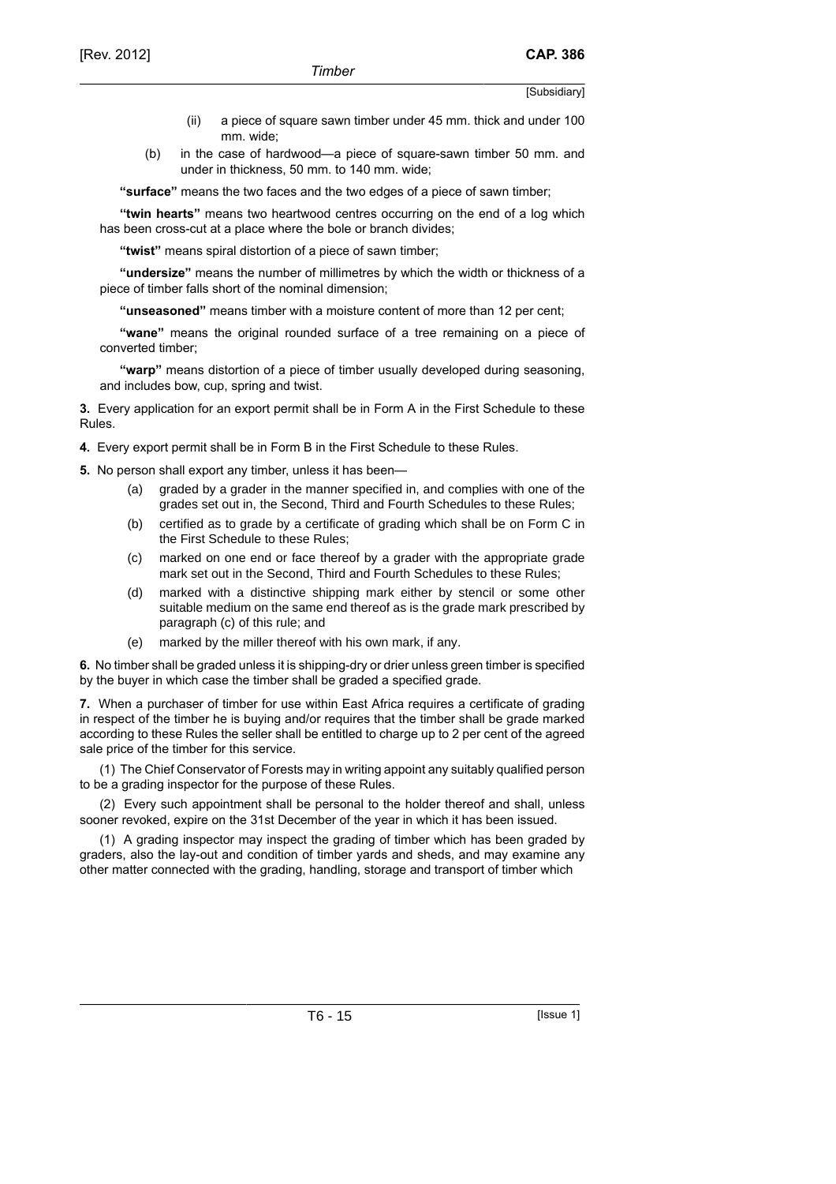(ii) a piece of square sawn timber under 45 mm. thick and under 100 mm. wide;

(b) in the case of hardwood—a piece of square-sawn timber 50 mm. and under in thickness, 50 mm. to 140 mm. wide;

**"surface"** means the two faces and the two edges of a piece of sawn timber;

**"twin hearts"** means two heartwood centres occurring on the end of a log which has been cross-cut at a place where the bole or branch divides;

**"twist"** means spiral distortion of a piece of sawn timber;

**"undersize"** means the number of millimetres by which the width or thickness of a piece of timber falls short of the nominal dimension;

**"unseasoned"** means timber with a moisture content of more than 12 per cent;

**"wane"** means the original rounded surface of a tree remaining on a piece of converted timber;

**"warp"** means distortion of a piece of timber usually developed during seasoning, and includes bow, cup, spring and twist.

**3.** Every application for an export permit shall be in Form A in the First Schedule to these Rules.

**4.** Every export permit shall be in Form B in the First Schedule to these Rules.

**5.** No person shall export any timber, unless it has been—

(a) graded by a grader in the manner specified in, and complies with one of the grades set out in, the Second, Third and Fourth Schedules to these Rules;

(b) certified as to grade by a certificate of grading which shall be on Form C in the First Schedule to these Rules;

(c) marked on one end or face thereof by a grader with the appropriate grade mark set out in the Second, Third and Fourth Schedules to these Rules;

(d) marked with a distinctive shipping mark either by stencil or some other suitable medium on the same end thereof as is the grade mark prescribed by paragraph (c) of this rule; and

(e) marked by the miller thereof with his own mark, if any.

**6.** No timber shall be graded unless it is shipping-dry or drier unless green timber is specified by the buyer in which case the timber shall be graded a specified grade.

**7.** When a purchaser of timber for use within East Africa requires a certificate of grading in respect of the timber he is buying and/or requires that the timber shall be grade marked according to these Rules the seller shall be entitled to charge up to 2 per cent of the agreed sale price of the timber for this service.

(1) The Chief Conservator of Forests may in writing appoint any suitably qualified person to be a grading inspector for the purpose of these Rules.

(2) Every such appointment shall be personal to the holder thereof and shall, unless sooner revoked, expire on the 31st December of the year in which it has been issued.

(1) A grading inspector may inspect the grading of timber which has been graded by graders, also the lay-out and condition of timber yards and sheds, and may examine any other matter connected with the grading, handling, storage and transport of timber which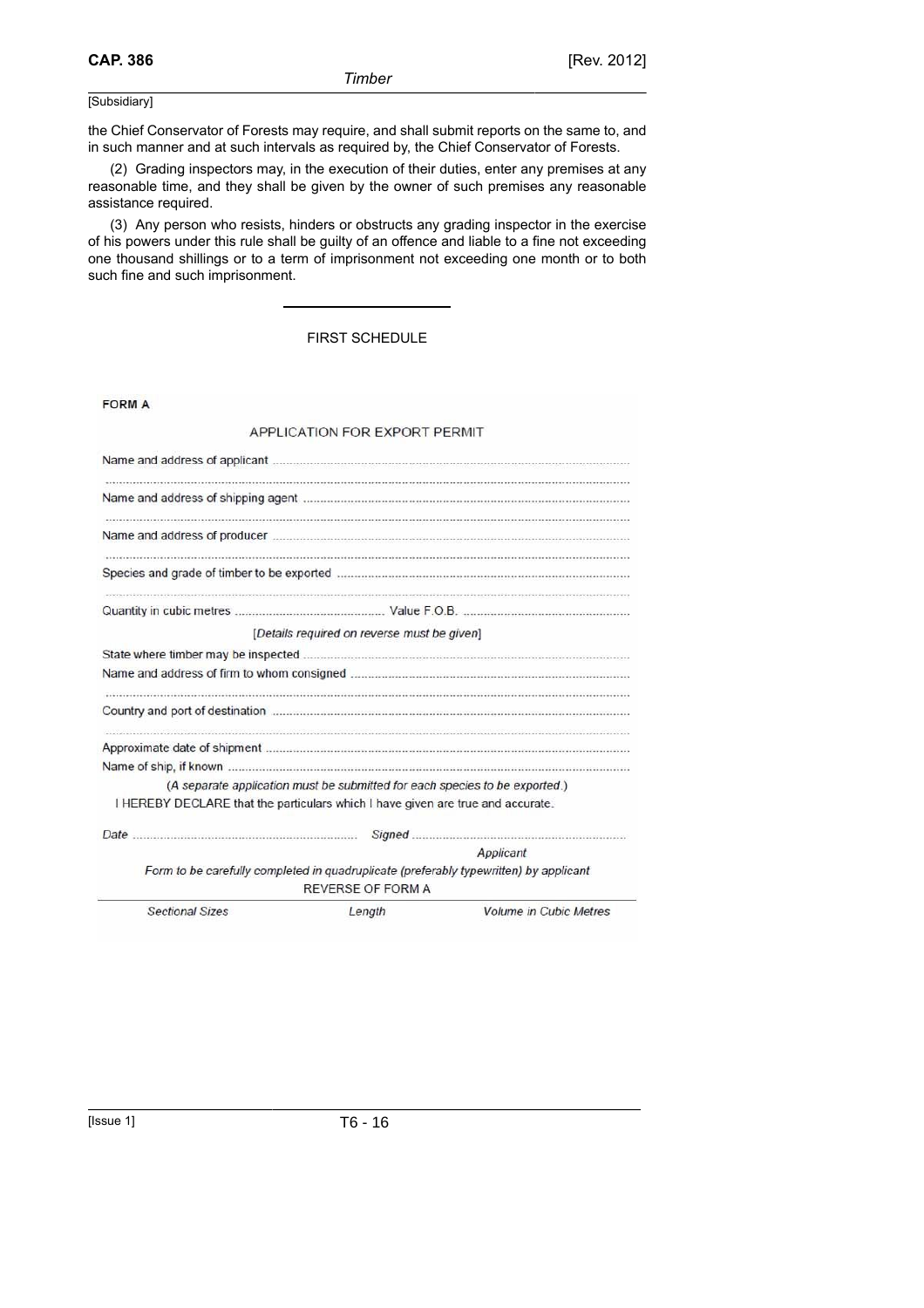the Chief Conservator of Forests may require, and shall submit reports on the same to, and in such manner and at such intervals as required by, the Chief Conservator of Forests.

(2) Grading inspectors may, in the execution of their duties, enter any premises at any reasonable time, and they shall be given by the owner of such premises any reasonable assistance required.

(3) Any person who resists, hinders or obstructs any grading inspector in the exercise of his powers under this rule shall be guilty of an offence and liable to a fine not exceeding one thousand shillings or to a term of imprisonment not exceeding one month or to both such fine and such imprisonment.

---

## FIRST SCHEDULE

**FORM A**

APPLICATION FOR EXPORT PERMIT

Name and address of applicant ..............................................................................................

..............................................................................................................................................

Name and address of shipping agent ......................................................................................

..............................................................................................................................................

Name and address of producer ..............................................................................................

..............................................................................................................................................

Species and grade of timber to be exported ...........................................................................

..............................................................................................................................................

Quantity in cubic metres .......................................... Value F.O.B. ...........................................

*[Details required on reverse must be given]*

State where timber may be inspected .......................................................................................

Name and address of firm to whom consigned .........................................................................

..............................................................................................................................................

Country and port of destination ..............................................................................................

..............................................................................................................................................

Approximate date of shipment ................................................................................................

Name of ship, if known ...........................................................................................................

*(A separate application must be submitted for each species to be exported.)*

I HEREBY DECLARE that the particulars which I have given are true and accurate.

*Date* ........................................................ *Signed* ........................................................

*Applicant*

*Form to be carefully completed in quadruplicate (preferably typewritten) by applicant*

REVERSE OF FORM A

| *Sectional Sizes* | *Length* | *Volume in Cubic Metres* |
|---|---|---|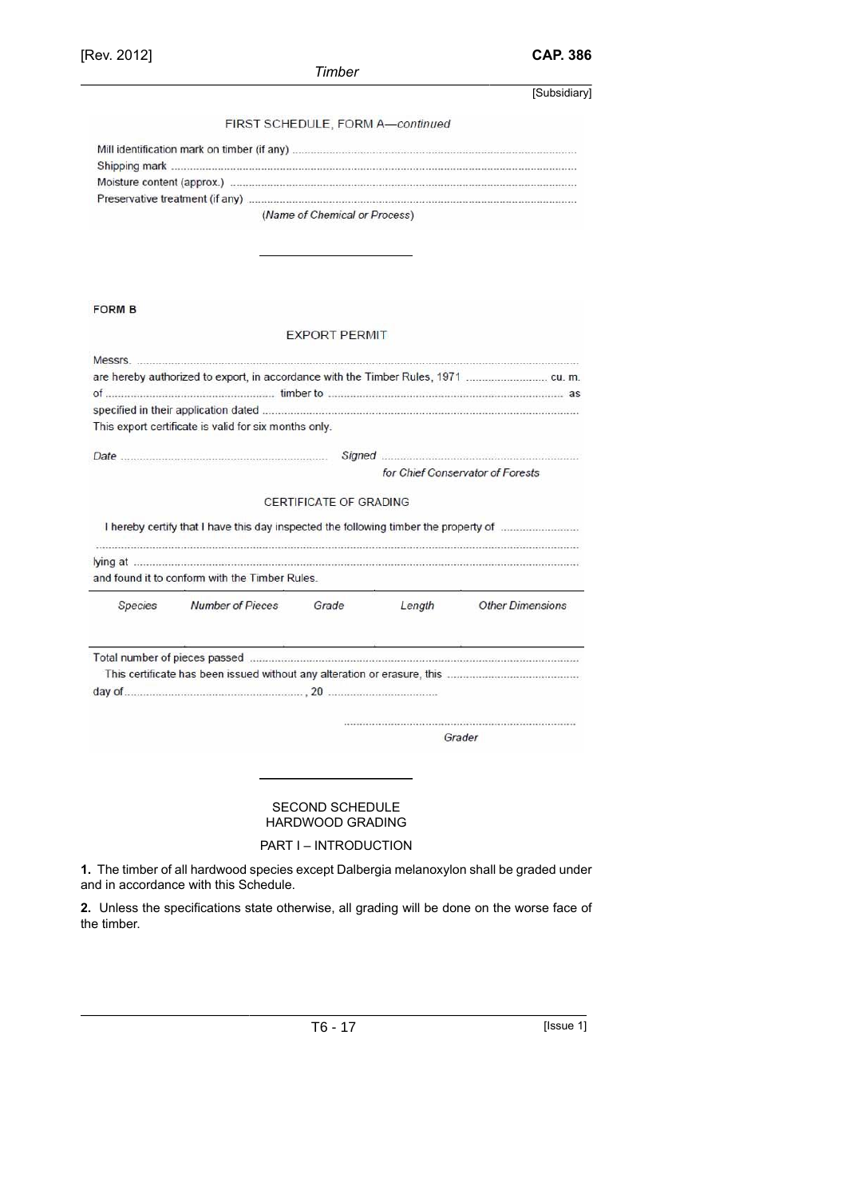FIRST SCHEDULE, FORM A—*continued*

Mill identification mark on timber (if any) ..........................................................................................

Shipping mark .................................................................................................................................

Moisture content (approx.) .............................................................................................................

Preservative treatment (if any) ........................................................................................................

(*Name of Chemical or Process*)

---

**FORM B**

EXPORT PERMIT

Messrs. ...........................................................................................................................................

are hereby authorized to export, in accordance with the Timber Rules, 1971 .......................... cu. m. of ..................................................... timber to ........................................................................... as specified in their application dated ..................................................................................................

This export certificate is valid for six months only.

*Date* ................................................................ *Signed* ..............................................................

*for Chief Conservator of Forests*

CERTIFICATE OF GRADING

I hereby certify that I have this day inspected the following timber the property of ........................

.......................................................................................................................................................

lying at ...........................................................................................................................................

and found it to conform with the Timber Rules.

| *Species* | *Number of Pieces* | *Grade* | *Length* | *Other Dimensions* |
|---|---|---|---|---|
| | | | | |

Total number of pieces passed .......................................................................................................

This certificate has been issued without any alteration or erasure, this ..........................................

day of........................................................, 20 ..................................

.........................................................................

*Grader*

---

SECOND SCHEDULE

HARDWOOD GRADING

PART I – INTRODUCTION

**1.** The timber of all hardwood species except Dalbergia melanoxylon shall be graded under and in accordance with this Schedule.

**2.** Unless the specifications state otherwise, all grading will be done on the worse face of the timber.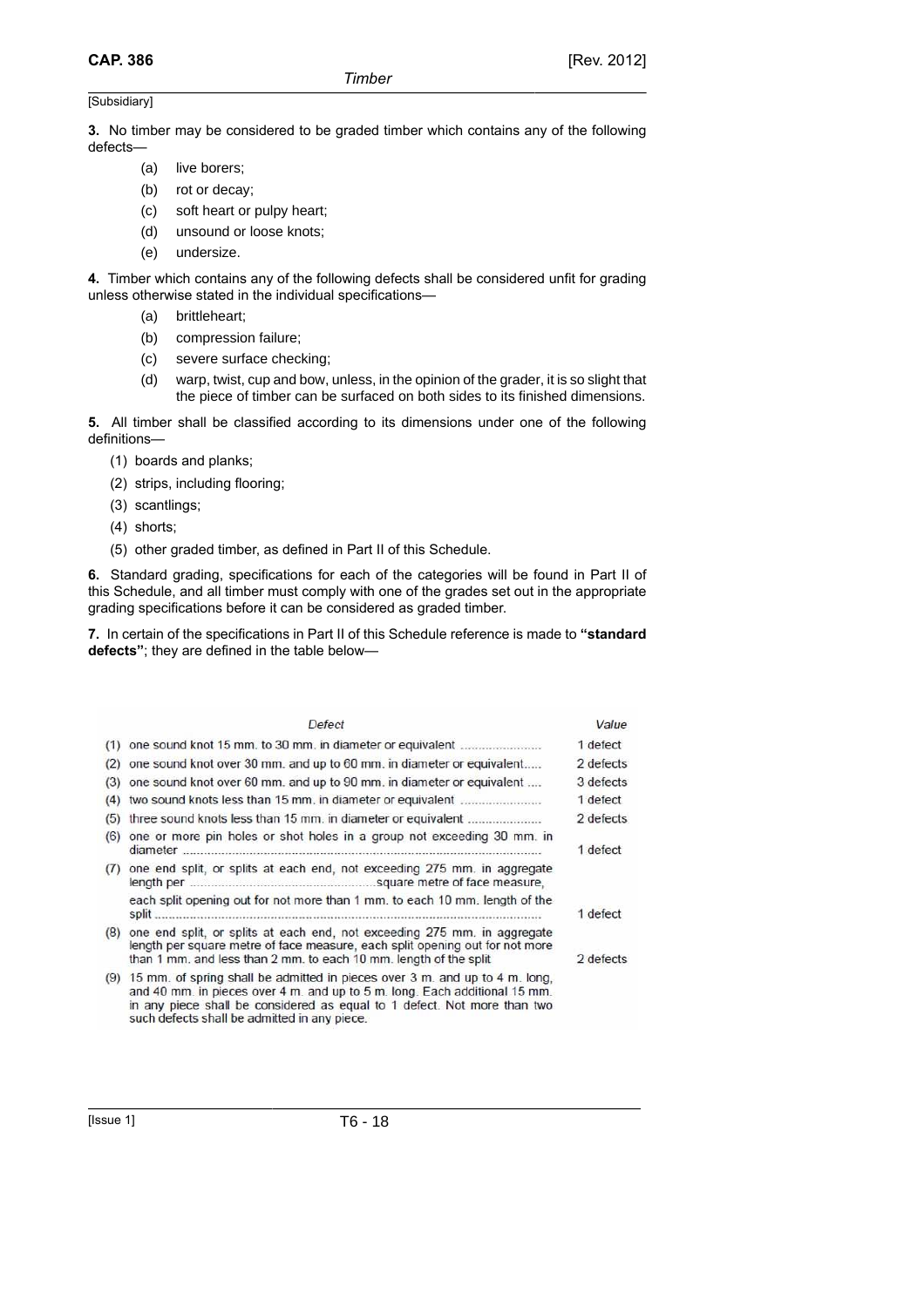**3.** No timber may be considered to be graded timber which contains any of the following defects—

(a) live borers;

(b) rot or decay;

(c) soft heart or pulpy heart;

(d) unsound or loose knots;

(e) undersize.

**4.** Timber which contains any of the following defects shall be considered unfit for grading unless otherwise stated in the individual specifications—

(a) brittleheart;

(b) compression failure;

(c) severe surface checking;

(d) warp, twist, cup and bow, unless, in the opinion of the grader, it is so slight that the piece of timber can be surfaced on both sides to its finished dimensions.

**5.** All timber shall be classified according to its dimensions under one of the following definitions—

(1) boards and planks;

(2) strips, including flooring;

(3) scantlings;

(4) shorts;

(5) other graded timber, as defined in Part II of this Schedule.

**6.** Standard grading, specifications for each of the categories will be found in Part II of this Schedule, and all timber must comply with one of the grades set out in the appropriate grading specifications before it can be considered as graded timber.

**7.** In certain of the specifications in Part II of this Schedule reference is made to **"standard defects"**; they are defined in the table below—

| | *Defect* | *Value* |
|---|---|---|
| (1) | one sound knot 15 mm. to 30 mm. in diameter or equivalent | 1 defect |
| (2) | one sound knot over 30 mm. and up to 60 mm. in diameter or equivalent | 2 defects |
| (3) | one sound knot over 60 mm. and up to 90 mm. in diameter or equivalent | 3 defects |
| (4) | two sound knots less than 15 mm. in diameter or equivalent | 1 defect |
| (5) | three sound knots less than 15 mm. in diameter or equivalent | 2 defects |
| (6) | one or more pin holes or shot holes in a group not exceeding 30 mm. in diameter | 1 defect |
| (7) | one end split, or splits at each end, not exceeding 275 mm. in aggregate length per square metre of face measure, each split opening out for not more than 1 mm. to each 10 mm. length of the split | 1 defect |
| (8) | one end split, or splits at each end, not exceeding 275 mm. in aggregate length per square metre of face measure, each split opening out for not more than 1 mm. and less than 2 mm. to each 10 mm. length of the split | 2 defects |
| (9) | 15 mm. of spring shall be admitted in pieces over 3 m. and up to 4 m. long, and 40 mm. in pieces over 4 m. and up to 5 m. long. Each additional 15 mm. in any piece shall be considered as equal to 1 defect. Not more than two such defects shall be admitted in any piece. | |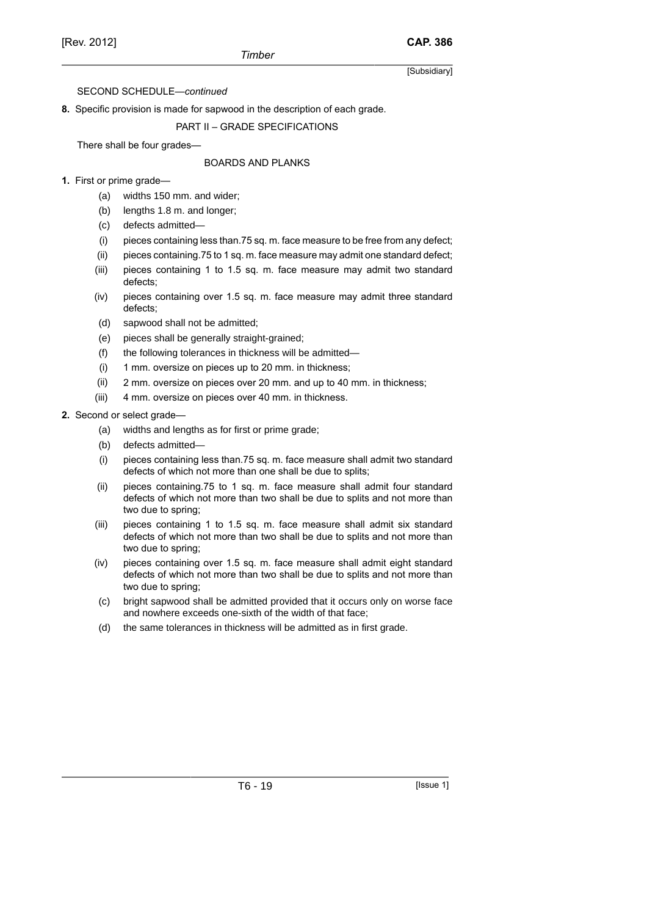SECOND SCHEDULE—*continued*

**8.** Specific provision is made for sapwood in the description of each grade.

PART II – GRADE SPECIFICATIONS

There shall be four grades—

BOARDS AND PLANKS

**1.** First or prime grade—

(a) widths 150 mm. and wider;

(b) lengths 1.8 m. and longer;

(c) defects admitted—

(i) pieces containing less than.75 sq. m. face measure to be free from any defect;

(ii) pieces containing.75 to 1 sq. m. face measure may admit one standard defect;

(iii) pieces containing 1 to 1.5 sq. m. face measure may admit two standard defects;

(iv) pieces containing over 1.5 sq. m. face measure may admit three standard defects;

(d) sapwood shall not be admitted;

(e) pieces shall be generally straight-grained;

(f) the following tolerances in thickness will be admitted—

(i) 1 mm. oversize on pieces up to 20 mm. in thickness;

(ii) 2 mm. oversize on pieces over 20 mm. and up to 40 mm. in thickness;

(iii) 4 mm. oversize on pieces over 40 mm. in thickness.

**2.** Second or select grade—

(a) widths and lengths as for first or prime grade;

(b) defects admitted—

(i) pieces containing less than.75 sq. m. face measure shall admit two standard defects of which not more than one shall be due to splits;

(ii) pieces containing.75 to 1 sq. m. face measure shall admit four standard defects of which not more than two shall be due to splits and not more than two due to spring;

(iii) pieces containing 1 to 1.5 sq. m. face measure shall admit six standard defects of which not more than two shall be due to splits and not more than two due to spring;

(iv) pieces containing over 1.5 sq. m. face measure shall admit eight standard defects of which not more than two shall be due to splits and not more than two due to spring;

(c) bright sapwood shall be admitted provided that it occurs only on worse face and nowhere exceeds one-sixth of the width of that face;

(d) the same tolerances in thickness will be admitted as in first grade.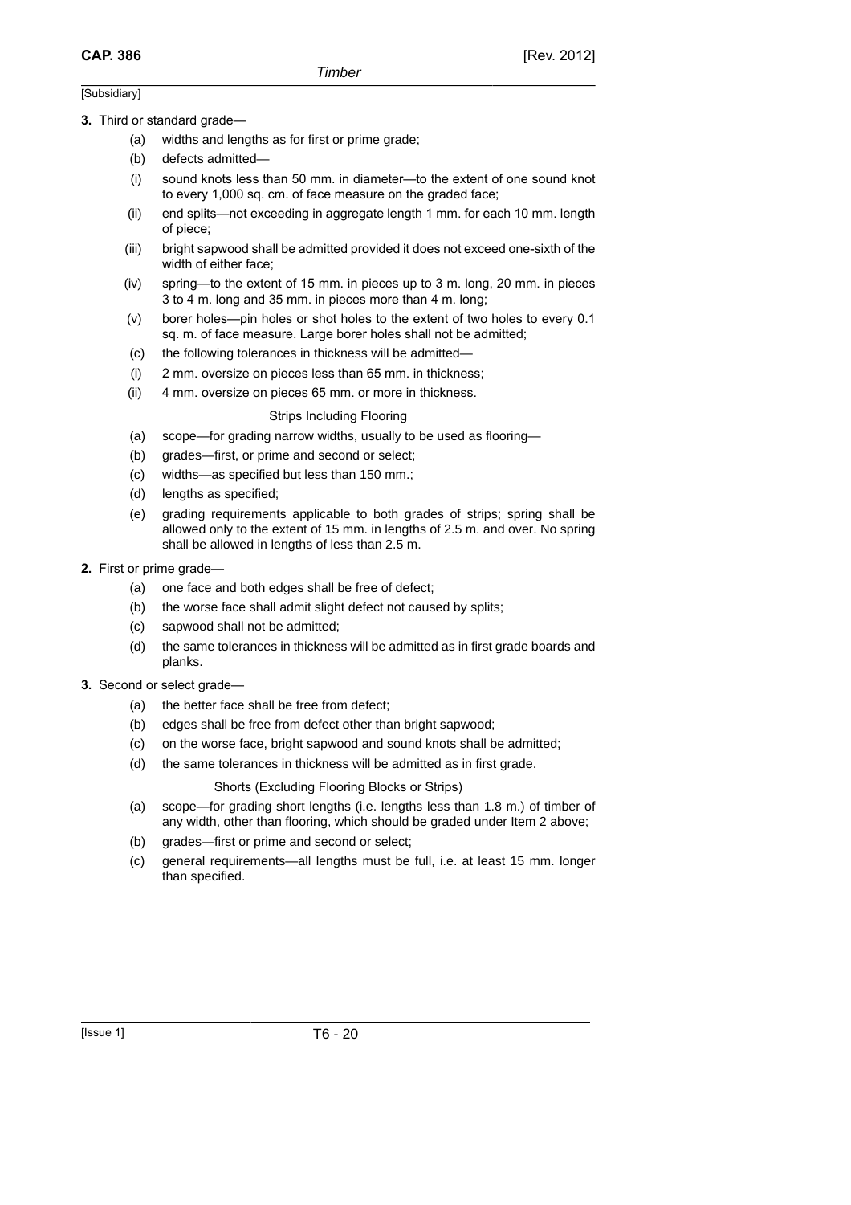[Subsidiary]

**3.** Third or standard grade—

(a) widths and lengths as for first or prime grade;

(b) defects admitted—

(i) sound knots less than 50 mm. in diameter—to the extent of one sound knot to every 1,000 sq. cm. of face measure on the graded face;

(ii) end splits—not exceeding in aggregate length 1 mm. for each 10 mm. length of piece;

(iii) bright sapwood shall be admitted provided it does not exceed one-sixth of the width of either face;

(iv) spring—to the extent of 15 mm. in pieces up to 3 m. long, 20 mm. in pieces 3 to 4 m. long and 35 mm. in pieces more than 4 m. long;

(v) borer holes—pin holes or shot holes to the extent of two holes to every 0.1 sq. m. of face measure. Large borer holes shall not be admitted;

(c) the following tolerances in thickness will be admitted—

(i) 2 mm. oversize on pieces less than 65 mm. in thickness;

(ii) 4 mm. oversize on pieces 65 mm. or more in thickness.

Strips Including Flooring

(a) scope—for grading narrow widths, usually to be used as flooring—

(b) grades—first, or prime and second or select;

(c) widths—as specified but less than 150 mm.;

(d) lengths as specified;

(e) grading requirements applicable to both grades of strips; spring shall be allowed only to the extent of 15 mm. in lengths of 2.5 m. and over. No spring shall be allowed in lengths of less than 2.5 m.

**2.** First or prime grade—

(a) one face and both edges shall be free of defect;

(b) the worse face shall admit slight defect not caused by splits;

(c) sapwood shall not be admitted;

(d) the same tolerances in thickness will be admitted as in first grade boards and planks.

**3.** Second or select grade—

(a) the better face shall be free from defect;

(b) edges shall be free from defect other than bright sapwood;

(c) on the worse face, bright sapwood and sound knots shall be admitted;

(d) the same tolerances in thickness will be admitted as in first grade.

Shorts (Excluding Flooring Blocks or Strips)

(a) scope—for grading short lengths (i.e. lengths less than 1.8 m.) of timber of any width, other than flooring, which should be graded under Item 2 above;

(b) grades—first or prime and second or select;

(c) general requirements—all lengths must be full, i.e. at least 15 mm. longer than specified.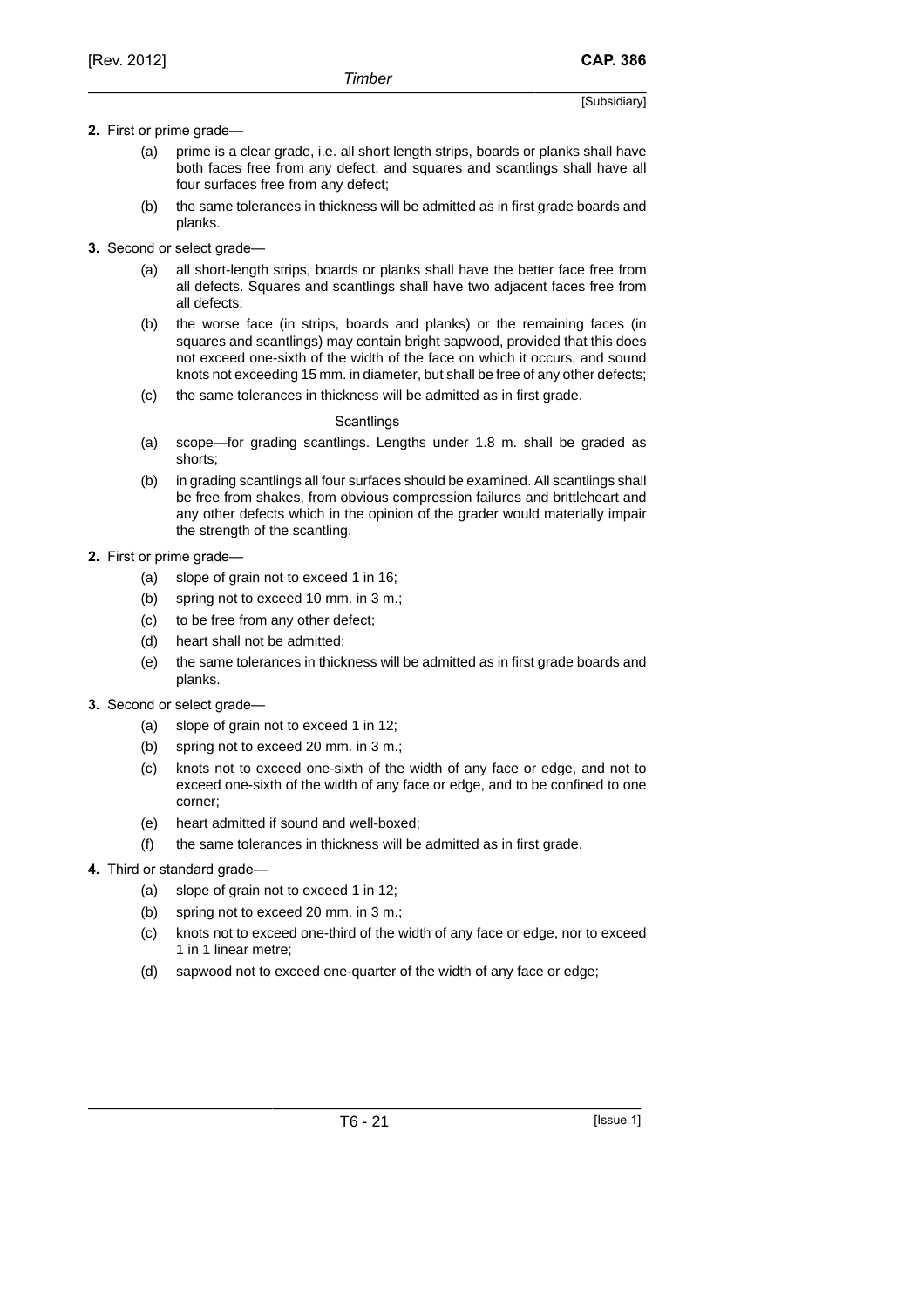**2.** First or prime grade—

(a) prime is a clear grade, i.e. all short length strips, boards or planks shall have both faces free from any defect, and squares and scantlings shall have all four surfaces free from any defect;

(b) the same tolerances in thickness will be admitted as in first grade boards and planks.

**3.** Second or select grade—

(a) all short-length strips, boards or planks shall have the better face free from all defects. Squares and scantlings shall have two adjacent faces free from all defects;

(b) the worse face (in strips, boards and planks) or the remaining faces (in squares and scantlings) may contain bright sapwood, provided that this does not exceed one-sixth of the width of the face on which it occurs, and sound knots not exceeding 15 mm. in diameter, but shall be free of any other defects;

(c) the same tolerances in thickness will be admitted as in first grade.

Scantlings

(a) scope—for grading scantlings. Lengths under 1.8 m. shall be graded as shorts;

(b) in grading scantlings all four surfaces should be examined. All scantlings shall be free from shakes, from obvious compression failures and brittleheart and any other defects which in the opinion of the grader would materially impair the strength of the scantling.

**2.** First or prime grade—

(a) slope of grain not to exceed 1 in 16;

(b) spring not to exceed 10 mm. in 3 m.;

(c) to be free from any other defect;

(d) heart shall not be admitted;

(e) the same tolerances in thickness will be admitted as in first grade boards and planks.

**3.** Second or select grade—

(a) slope of grain not to exceed 1 in 12;

(b) spring not to exceed 20 mm. in 3 m.;

(c) knots not to exceed one-sixth of the width of any face or edge, and not to exceed one-sixth of the width of any face or edge, and to be confined to one corner;

(e) heart admitted if sound and well-boxed;

(f) the same tolerances in thickness will be admitted as in first grade.

**4.** Third or standard grade—

(a) slope of grain not to exceed 1 in 12;

(b) spring not to exceed 20 mm. in 3 m.;

(c) knots not to exceed one-third of the width of any face or edge, nor to exceed 1 in 1 linear metre;

(d) sapwood not to exceed one-quarter of the width of any face or edge;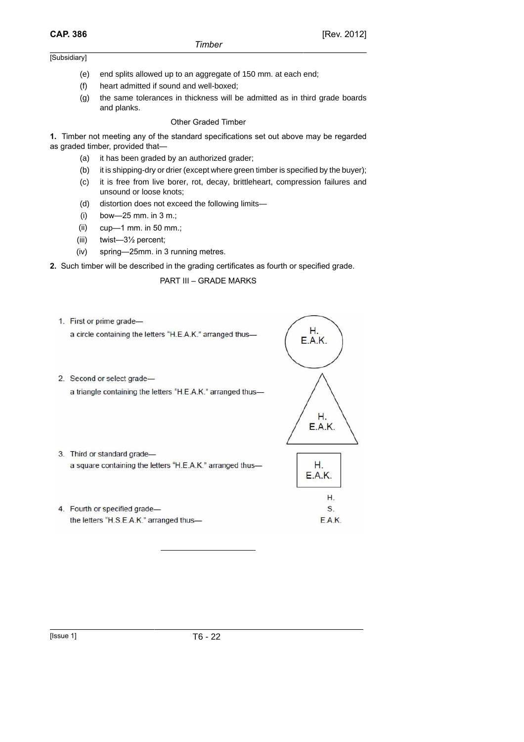(e) end splits allowed up to an aggregate of 150 mm. at each end;

(f) heart admitted if sound and well-boxed;

(g) the same tolerances in thickness will be admitted as in third grade boards and planks.

Other Graded Timber

**1.** Timber not meeting any of the standard specifications set out above may be regarded as graded timber, provided that—

(a) it has been graded by an authorized grader;

(b) it is shipping-dry or drier (except where green timber is specified by the buyer);

(c) it is free from live borer, rot, decay, brittleheart, compression failures and unsound or loose knots;

(d) distortion does not exceed the following limits—

(i) bow—25 mm. in 3 m.;

(ii) cup—1 mm. in 50 mm.;

(iii) twist—3½ percent;

(iv) spring—25mm. in 3 running metres.

**2.** Such timber will be described in the grading certificates as fourth or specified grade.

PART III – GRADE MARKS

1. First or prime grade—
a circle containing the letters "H.E.A.K." arranged thus—

H.
E.A.K.

2. Second or select grade—
a triangle containing the letters "H.E.A.K." arranged thus—

H.
E.A.K.

3. Third or standard grade—
a square containing the letters "H.E.A.K." arranged thus—

H.
E.A.K.

4. Fourth or specified grade—
the letters "H.S.E.A.K." arranged thus—

H.
S.
E.A.K.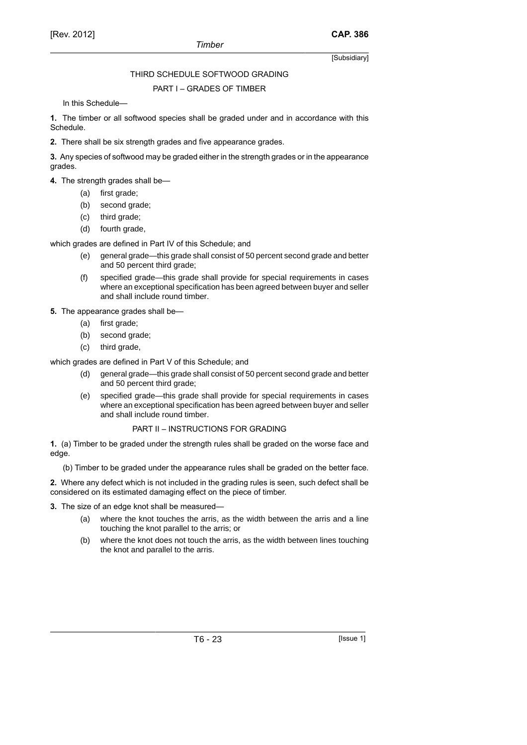## THIRD SCHEDULE SOFTWOOD GRADING

### PART I – GRADES OF TIMBER

In this Schedule—

**1.** The timber or all softwood species shall be graded under and in accordance with this Schedule.

**2.** There shall be six strength grades and five appearance grades.

**3.** Any species of softwood may be graded either in the strength grades or in the appearance grades.

**4.** The strength grades shall be—

- (a) first grade;
- (b) second grade;
- (c) third grade;
- (d) fourth grade,

which grades are defined in Part IV of this Schedule; and

- (e) general grade—this grade shall consist of 50 percent second grade and better and 50 percent third grade;
- (f) specified grade—this grade shall provide for special requirements in cases where an exceptional specification has been agreed between buyer and seller and shall include round timber.

**5.** The appearance grades shall be—

- (a) first grade;
- (b) second grade;
- (c) third grade,

which grades are defined in Part V of this Schedule; and

- (d) general grade—this grade shall consist of 50 percent second grade and better and 50 percent third grade;
- (e) specified grade—this grade shall provide for special requirements in cases where an exceptional specification has been agreed between buyer and seller and shall include round timber.

### PART II – INSTRUCTIONS FOR GRADING

**1.** (a) Timber to be graded under the strength rules shall be graded on the worse face and edge.

(b) Timber to be graded under the appearance rules shall be graded on the better face.

**2.** Where any defect which is not included in the grading rules is seen, such defect shall be considered on its estimated damaging effect on the piece of timber.

**3.** The size of an edge knot shall be measured—

- (a) where the knot touches the arris, as the width between the arris and a line touching the knot parallel to the arris; or
- (b) where the knot does not touch the arris, as the width between lines touching the knot and parallel to the arris.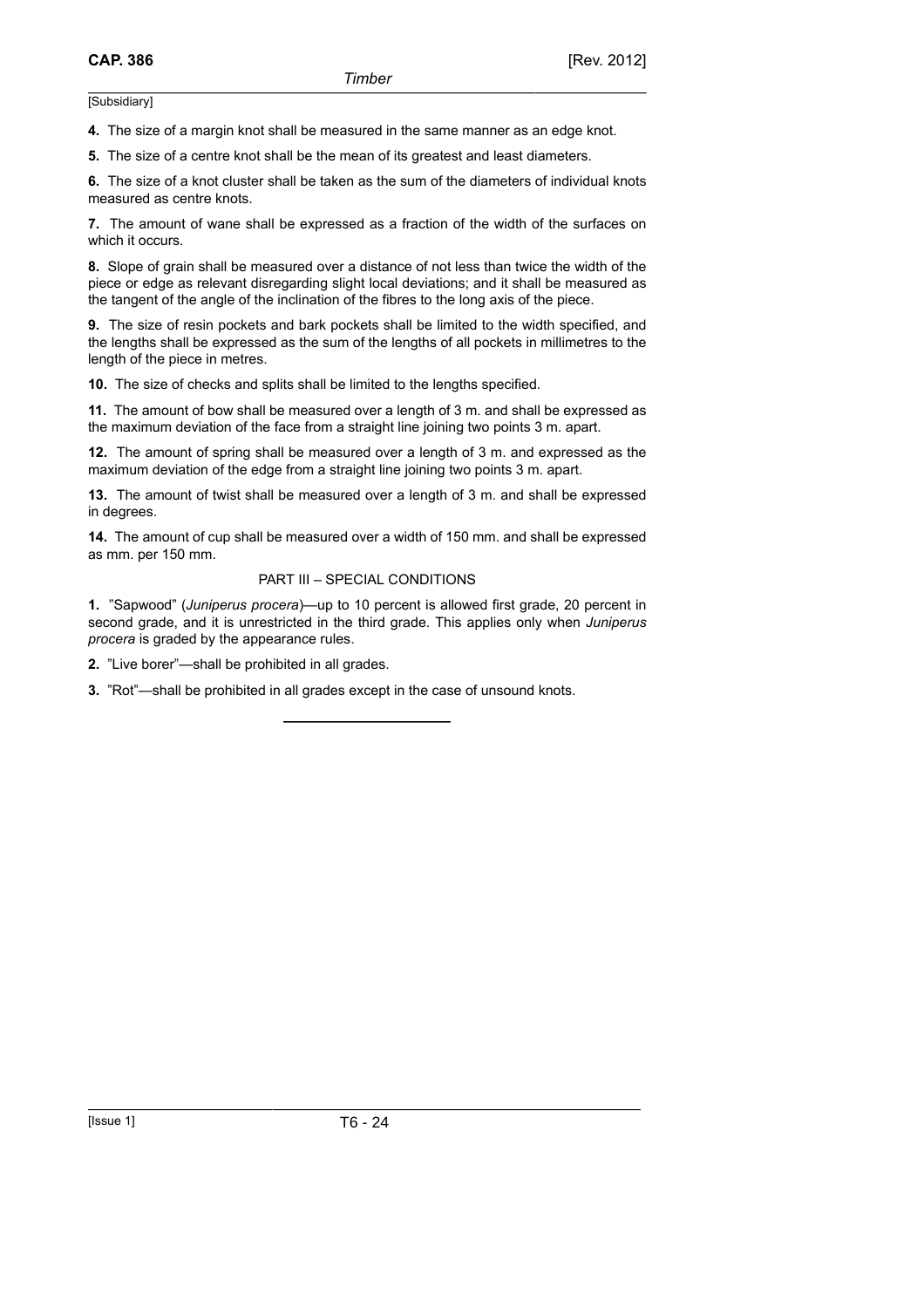**4.** The size of a margin knot shall be measured in the same manner as an edge knot.

**5.** The size of a centre knot shall be the mean of its greatest and least diameters.

**6.** The size of a knot cluster shall be taken as the sum of the diameters of individual knots measured as centre knots.

**7.** The amount of wane shall be expressed as a fraction of the width of the surfaces on which it occurs.

**8.** Slope of grain shall be measured over a distance of not less than twice the width of the piece or edge as relevant disregarding slight local deviations; and it shall be measured as the tangent of the angle of the inclination of the fibres to the long axis of the piece.

**9.** The size of resin pockets and bark pockets shall be limited to the width specified, and the lengths shall be expressed as the sum of the lengths of all pockets in millimetres to the length of the piece in metres.

**10.** The size of checks and splits shall be limited to the lengths specified.

**11.** The amount of bow shall be measured over a length of 3 m. and shall be expressed as the maximum deviation of the face from a straight line joining two points 3 m. apart.

**12.** The amount of spring shall be measured over a length of 3 m. and expressed as the maximum deviation of the edge from a straight line joining two points 3 m. apart.

**13.** The amount of twist shall be measured over a length of 3 m. and shall be expressed in degrees.

**14.** The amount of cup shall be measured over a width of 150 mm. and shall be expressed as mm. per 150 mm.

## PART III – SPECIAL CONDITIONS

**1.** "Sapwood" (*Juniperus procera*)—up to 10 percent is allowed first grade, 20 percent in second grade, and it is unrestricted in the third grade. This applies only when *Juniperus procera* is graded by the appearance rules.

**2.** "Live borer"—shall be prohibited in all grades.

**3.** "Rot"—shall be prohibited in all grades except in the case of unsound knots.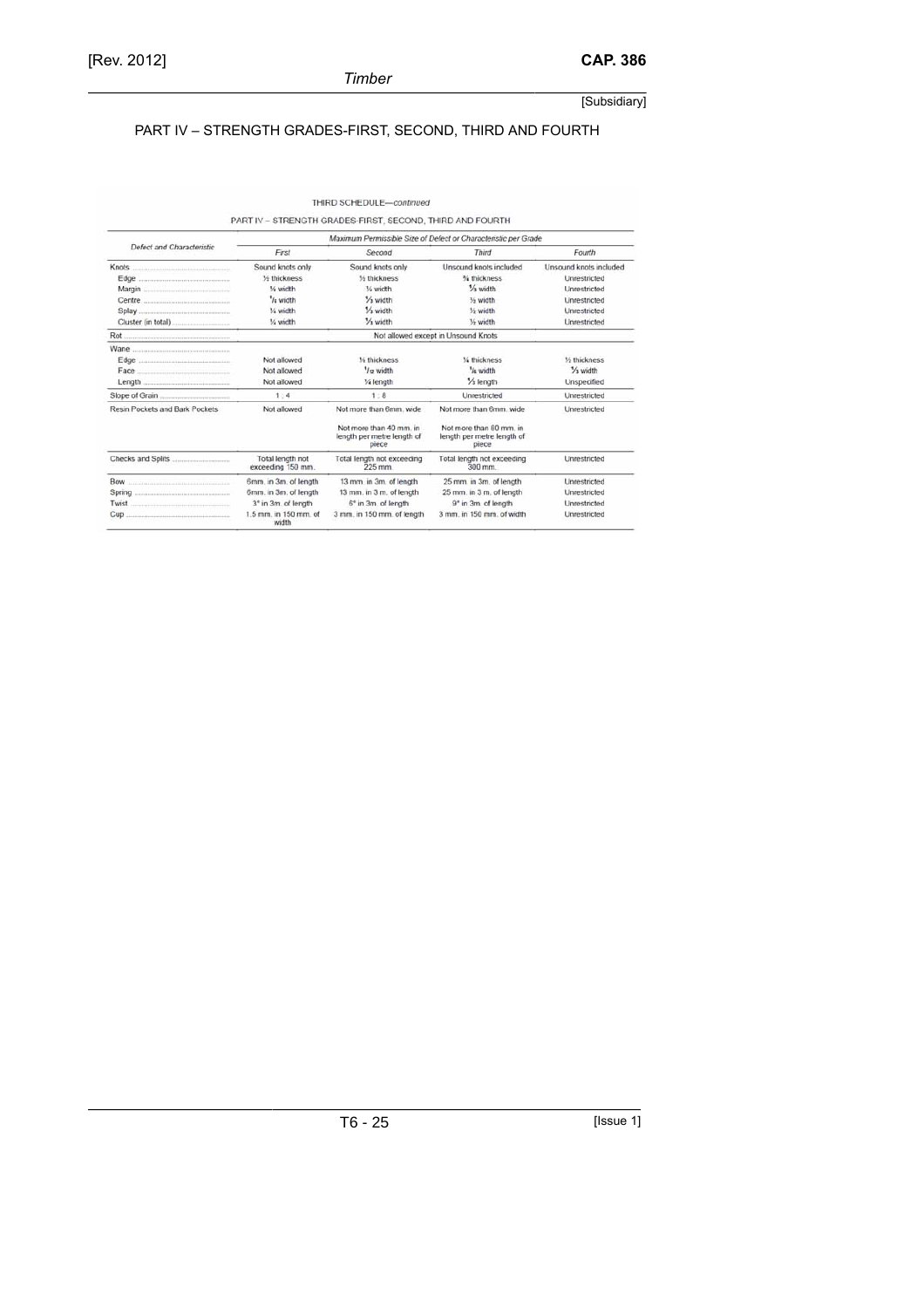## PART IV – STRENGTH GRADES-FIRST, SECOND, THIRD AND FOURTH

THIRD SCHEDULE—*continued*

PART IV – STRENGTH GRADES-FIRST, SECOND, THIRD AND FOURTH

| Defect and Characteristic | Maximum Permissible Size of Defect or Characteristic per Grade | | | |
|---|---|---|---|---|
| | *First* | *Second* | *Third* | *Fourth* |
| Knots | Sound knots only | Sound knots only | Unsound knots included | Unsound knots included |
| Edge | ½ thickness | ½ thickness | ¾ thickness | Unrestricted |
| Margin | ¼ width | ¼ width | ⅓ width | Unrestricted |
| Centre | ⅙ width | ⅓ width | ½ width | Unrestricted |
| Splay | ¼ width | ⅓ width | ½ width | Unrestricted |
| Cluster (in total) | ¼ width | ⅓ width | ½ width | Unrestricted |
| Rot | Not allowed except in Unsound Knots | | | |
| Wane | | | | |
| Edge | Not allowed | ⅛ thickness | ¼ thickness | ½ thickness |
| Face | Not allowed | 1/12 width | ⅙ width | ⅓ width |
| Length | Not allowed | ¼ length | ⅓ length | Unspecified |
| Slope of Grain | 1 : 4 | 1 : 8 | Unrestricted | Unrestricted |
| Resin Pockets and Bark Pockets | Not allowed | Not more than 6mm. wide<br><br>Not more than 40 mm. in length per metre length of piece | Not more than 6mm. wide<br><br>Not more than 80 mm. in length per metre length of piece | Unrestricted |
| Checks and Splits | Total length not exceeding 150 mm. | Total length not exceeding 225 mm. | Total length not exceeding 300 mm. | Unrestricted |
| Bow | 6mm. in 3m. of length | 13 mm. in 3m. of length | 25 mm. in 3m. of length | Unrestricted |
| Spring | 6mm. in 3m. of length | 13 mm. in 3 m. of length | 25 mm. in 3 m. of length | Unrestricted |
| Twist | 3° in 3m. of length | 6° in 3m. of length | 9° in 3m. of length | Unrestricted |
| Cup | 1.5 mm. in 150 mm. of width | 3 mm. in 150 mm. of length | 3 mm. in 150 mm. of width | Unrestricted |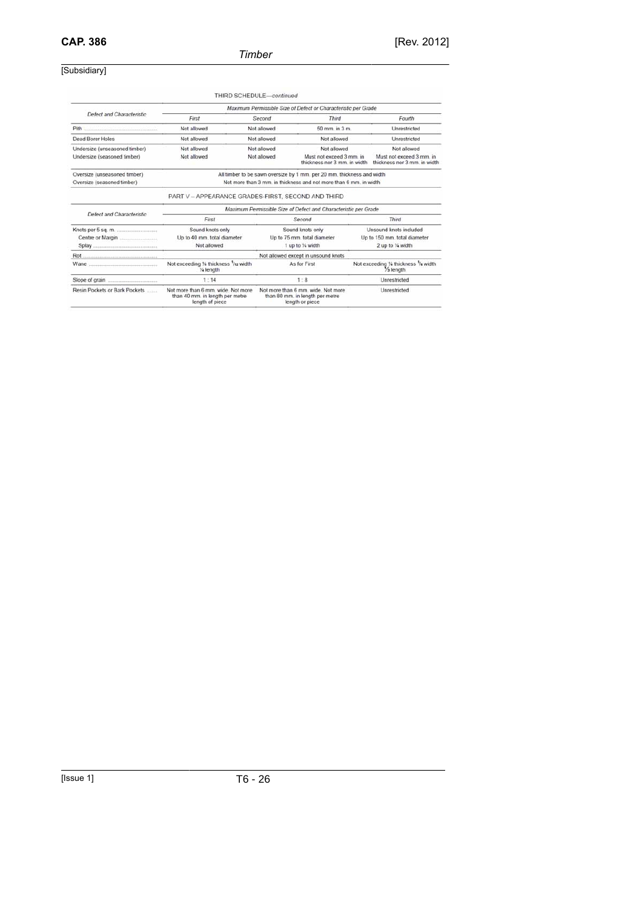THIRD SCHEDULE—*continued*

| Defect and Characteristic | Maximum Permissible Size of Defect or Characteristic per Grade | | | |
|---|---|---|---|---|
| | First | Second | Third | Fourth |
| Pith | Not allowed | Not allowed | 50 mm. in 3 m. | Unrestricted |
| Dead Borer Holes | Not allowed | Not allowed | Not allowed | Unrestricted |
| Undersize (unseasoned timber) | Not allowed | Not allowed | Not allowed | Not allowed |
| Undersize (seasoned timber) | Not allowed | Not allowed | Must not exceed 3 mm. in thickness nor 3 mm. in width | Must not exceed 3 mm. in thickness nor 3 mm. in width |
| Oversize (unseasoned timber) | All timber to be sawn oversize by 1 mm. per 20 mm. thickness and width | | | |
| Oversize (seasoned timber) | Not more than 3 mm. in thickness and not more than 6 mm. in width | | | |

PART V – APPEARANCE GRADES-FIRST, SECOND AND THIRD

| Defect and Characteristic | Maximum Permissible Size of Defect and Characteristic per Grade | | |
|---|---|---|---|
| | First | Second | Third |
| Knots per 5 sq. m. | Sound knots only | Sound knots only | Unsound knots included |
| Centre or Margin | Up to 40 mm. total diameter | Up to 75 mm. total diameter | Up to 150 mm. total diameter |
| Splay | Not allowed | 1 up to ¼ width | 2 up to ¼ width |
| Rot | Not allowed except in unsound knots | | |
| Wane | Not exceeding ⅛ thickness 1/12 width ¼ length | As for First | Not exceeding ¼ thickness 1/8 width 1/3 length |
| Slope of grain | 1 : 14 | 1 : 8 | Unrestricted |
| Resin Pockets or Bark Pockets | Not more than 6 mm. wide. Not more than 40 mm. in length per metre length of piece | Not more than 6 mm. wide. Not more than 80 mm. in length per metre length or piece | Unrestricted |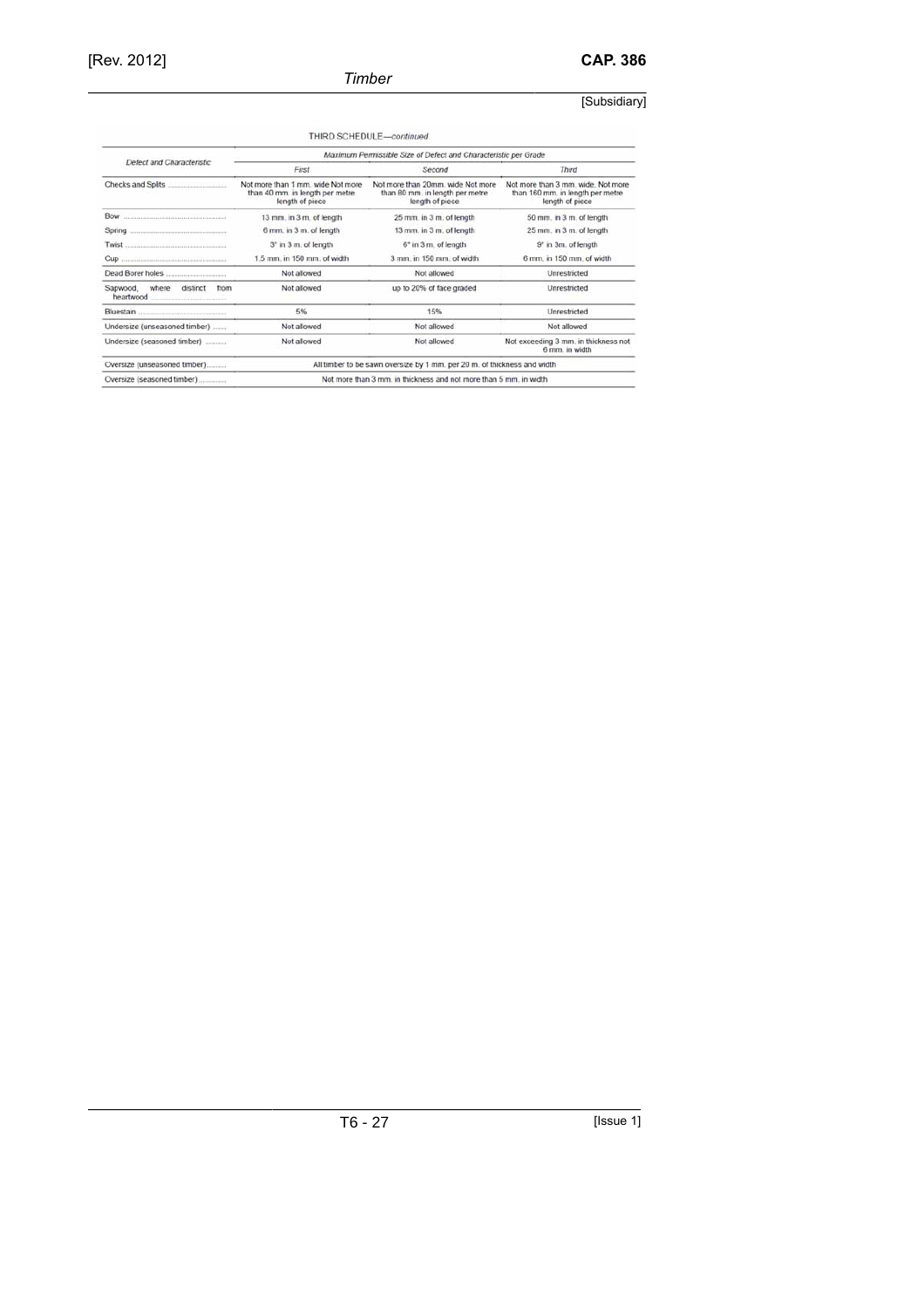THIRD SCHEDULE—*continued*

| Defect and Characteristic | Maximum Permissible Size of Defect and Characteristic per Grade | | |
|---|---|---|---|
| | *First* | *Second* | *Third* |
| Checks and Splits | Not more than 1 mm. wide Not more than 40 mm. in length per metre length of piece | Not more than 20mm. wide Not more than 80 mm. in length per metre length of piece | Not more than 3 mm. wide. Not more than 160 mm. in length per metre length of piece |
| Bow | 13 mm. in 3 m. of length | 25 mm. in 3 m. of length | 50 mm. in 3 m. of length |
| Spring | 6 mm. in 3 m. of length | 13 mm. in 3 m. of length | 25 mm. in 3 m. of length |
| Twist | 3° in 3 m. of length | 6° in 3 m. of length | 9° in 3m. of length |
| Cup | 1.5 mm. in 150 mm. of width | 3 mm. in 150 mm. of width | 6 mm. in 150 mm. of width |
| Dead Borer holes | Not allowed | Not allowed | Unrestricted |
| Sapwood, where distinct from heartwood | Not allowed | up to 20% of face graded | Unrestricted |
| Bluestain | 5% | 15% | Unrestricted |
| Undersize (unseasoned timber) | Not allowed | Not allowed | Not allowed |
| Undersize (seasoned timber) | Not allowed | Not allowed | Not exceeding 3 mm. in thickness not 6 mm. in width |
| Oversize (unseasoned timber) | All timber to be sawn oversize by 1 mm. per 20 m. of thickness and width | | |
| Oversize (seasoned timber) | Not more than 3 mm. in thickness and not more than 5 mm. in width | | |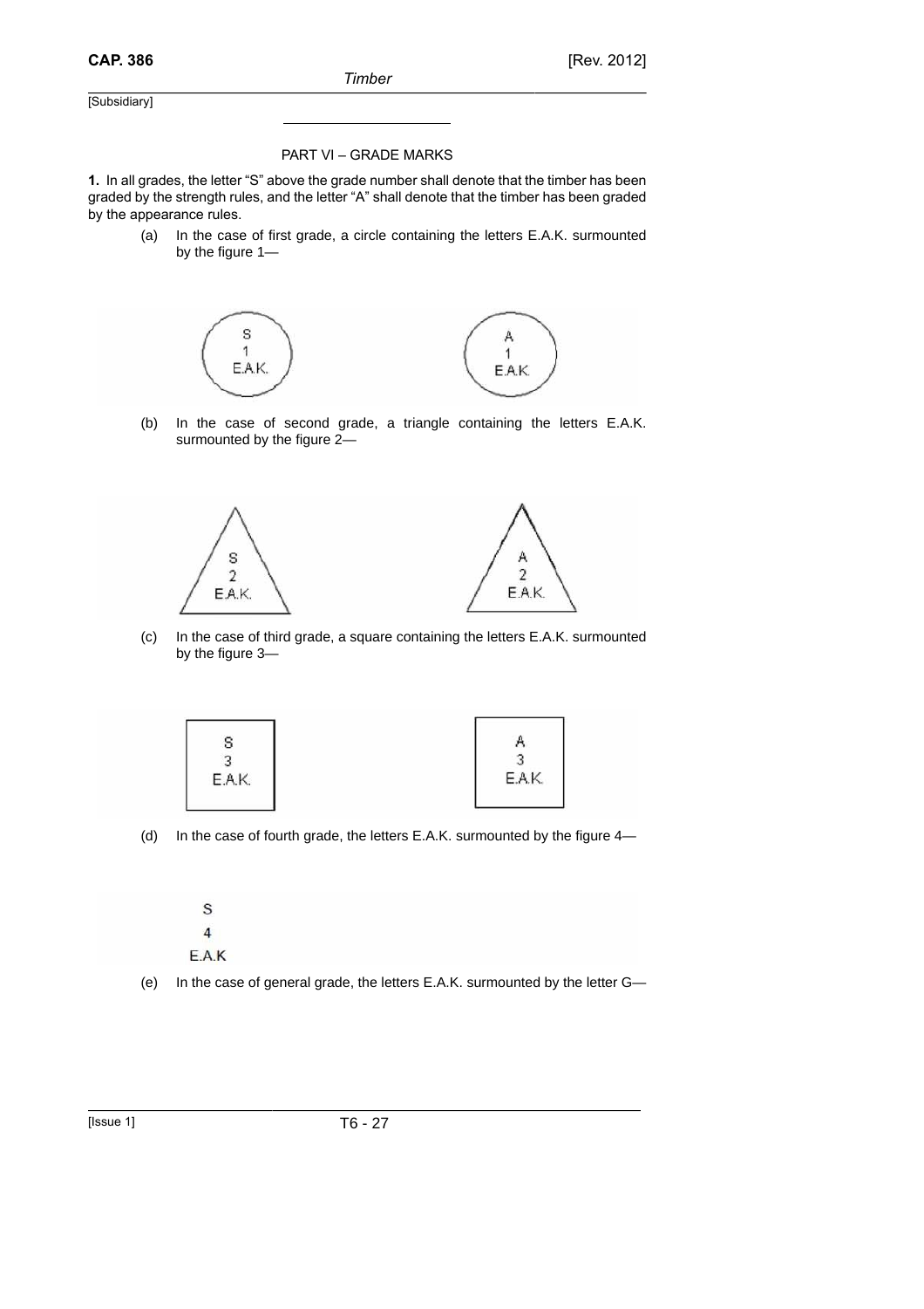PART VI – GRADE MARKS

**1.** In all grades, the letter "S" above the grade number shall denote that the timber has been graded by the strength rules, and the letter "A" shall denote that the timber has been graded by the appearance rules.

(a) In the case of first grade, a circle containing the letters E.A.K. surmounted by the figure 1—

S
1
E.A.K.

A
1
E.A.K.

(b) In the case of second grade, a triangle containing the letters E.A.K. surmounted by the figure 2—

S
2
E.A.K.

A
2
E.A.K.

(c) In the case of third grade, a square containing the letters E.A.K. surmounted by the figure 3—

S
3
E.A.K.

A
3
E.A.K.

(d) In the case of fourth grade, the letters E.A.K. surmounted by the figure 4—

S
4
E.A.K

(e) In the case of general grade, the letters E.A.K. surmounted by the letter G—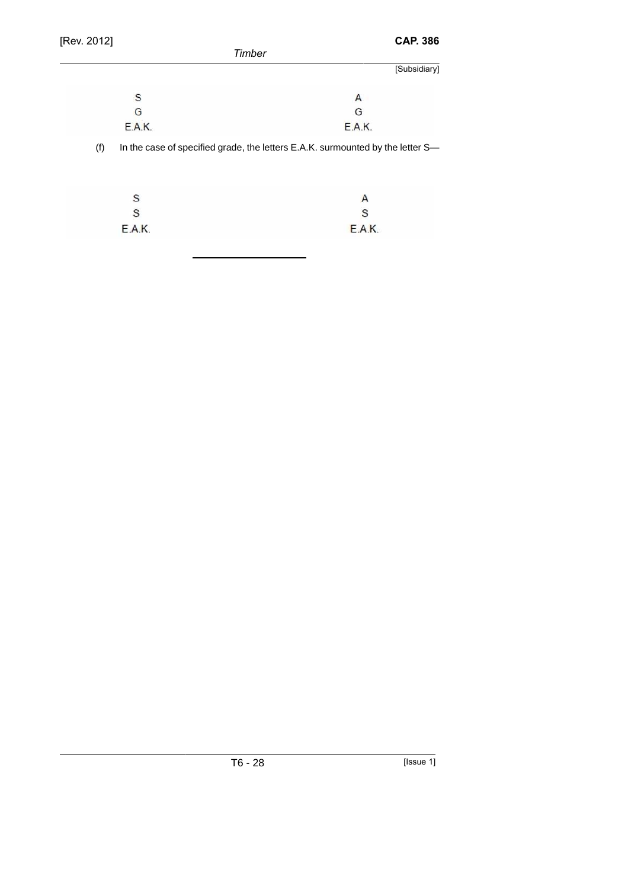| S | A |
|---|---|
| G | G |
| E.A.K. | E.A.K. |

(f) In the case of specified grade, the letters E.A.K. surmounted by the letter S—

| S | A |
|---|---|
| S | S |
| E.A.K. | E.A.K. |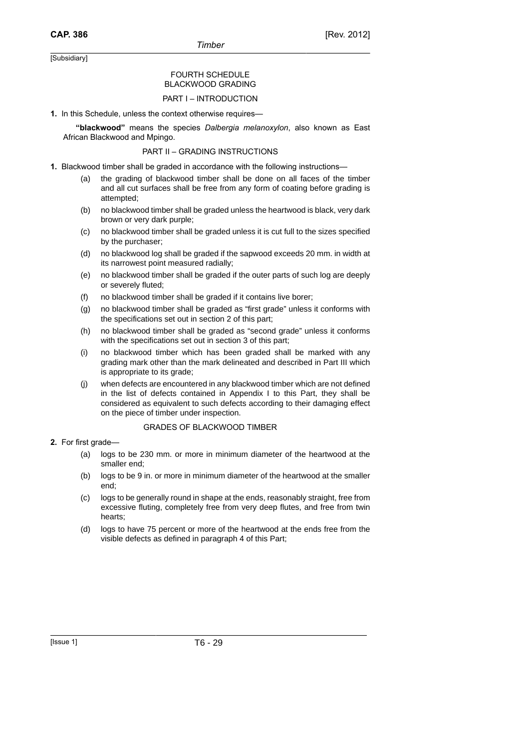[Subsidiary]

## FOURTH SCHEDULE
## BLACKWOOD GRADING

### PART I – INTRODUCTION

**1.** In this Schedule, unless the context otherwise requires—

**"blackwood"** means the species *Dalbergia melanoxylon*, also known as East African Blackwood and Mpingo.

### PART II – GRADING INSTRUCTIONS

**1.** Blackwood timber shall be graded in accordance with the following instructions—

(a) the grading of blackwood timber shall be done on all faces of the timber and all cut surfaces shall be free from any form of coating before grading is attempted;

(b) no blackwood timber shall be graded unless the heartwood is black, very dark brown or very dark purple;

(c) no blackwood timber shall be graded unless it is cut full to the sizes specified by the purchaser;

(d) no blackwood log shall be graded if the sapwood exceeds 20 mm. in width at its narrowest point measured radially;

(e) no blackwood timber shall be graded if the outer parts of such log are deeply or severely fluted;

(f) no blackwood timber shall be graded if it contains live borer;

(g) no blackwood timber shall be graded as "first grade" unless it conforms with the specifications set out in section 2 of this part;

(h) no blackwood timber shall be graded as "second grade" unless it conforms with the specifications set out in section 3 of this part;

(i) no blackwood timber which has been graded shall be marked with any grading mark other than the mark delineated and described in Part III which is appropriate to its grade;

(j) when defects are encountered in any blackwood timber which are not defined in the list of defects contained in Appendix I to this Part, they shall be considered as equivalent to such defects according to their damaging effect on the piece of timber under inspection.

### GRADES OF BLACKWOOD TIMBER

**2.** For first grade—

(a) logs to be 230 mm. or more in minimum diameter of the heartwood at the smaller end;

(b) logs to be 9 in. or more in minimum diameter of the heartwood at the smaller end;

(c) logs to be generally round in shape at the ends, reasonably straight, free from excessive fluting, completely free from very deep flutes, and free from twin hearts;

(d) logs to have 75 percent or more of the heartwood at the ends free from the visible defects as defined in paragraph 4 of this Part;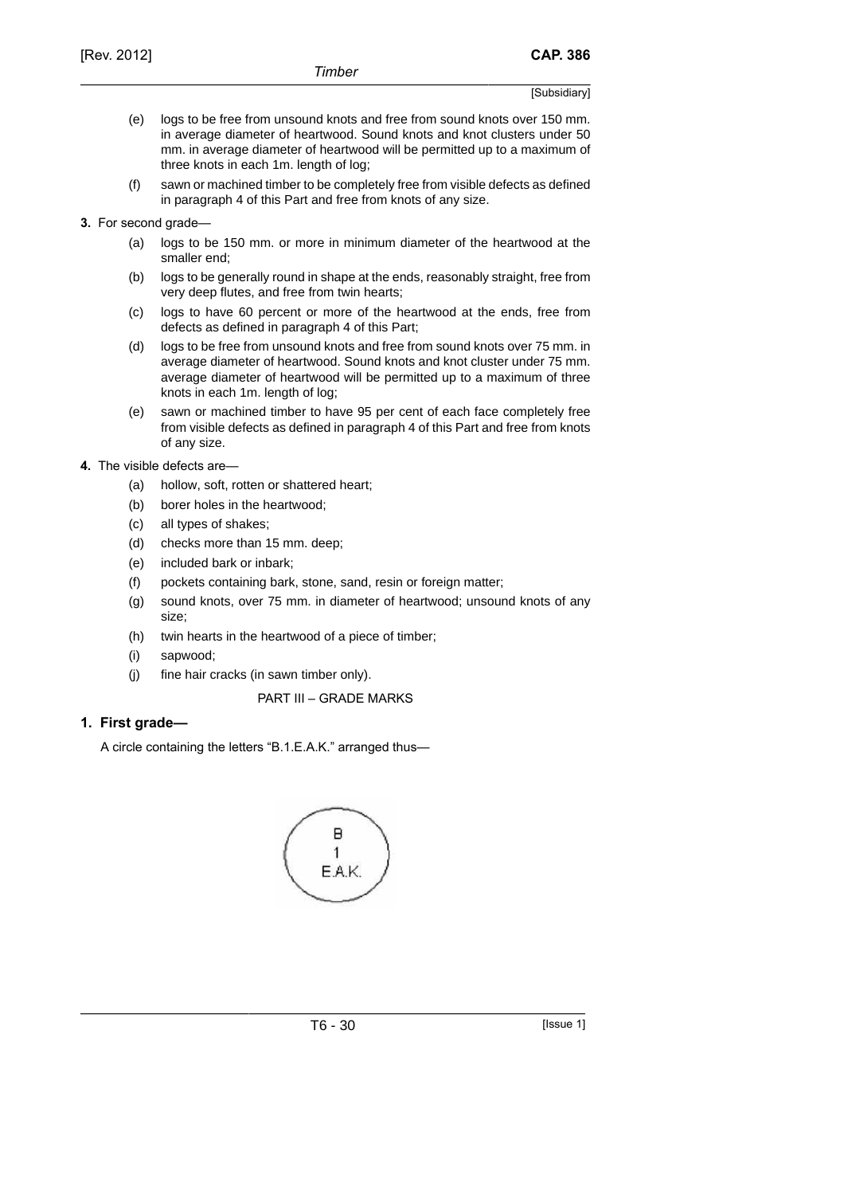(e) logs to be free from unsound knots and free from sound knots over 150 mm. in average diameter of heartwood. Sound knots and knot clusters under 50 mm. in average diameter of heartwood will be permitted up to a maximum of three knots in each 1m. length of log;

(f) sawn or machined timber to be completely free from visible defects as defined in paragraph 4 of this Part and free from knots of any size.

**3.** For second grade—

(a) logs to be 150 mm. or more in minimum diameter of the heartwood at the smaller end;

(b) logs to be generally round in shape at the ends, reasonably straight, free from very deep flutes, and free from twin hearts;

(c) logs to have 60 percent or more of the heartwood at the ends, free from defects as defined in paragraph 4 of this Part;

(d) logs to be free from unsound knots and free from sound knots over 75 mm. in average diameter of heartwood. Sound knots and knot cluster under 75 mm. average diameter of heartwood will be permitted up to a maximum of three knots in each 1m. length of log;

(e) sawn or machined timber to have 95 per cent of each face completely free from visible defects as defined in paragraph 4 of this Part and free from knots of any size.

**4.** The visible defects are—

(a) hollow, soft, rotten or shattered heart;

(b) borer holes in the heartwood;

(c) all types of shakes;

(d) checks more than 15 mm. deep;

(e) included bark or inbark;

(f) pockets containing bark, stone, sand, resin or foreign matter;

(g) sound knots, over 75 mm. in diameter of heartwood; unsound knots of any size;

(h) twin hearts in the heartwood of a piece of timber;

(i) sapwood;

(j) fine hair cracks (in sawn timber only).

PART III – GRADE MARKS

**1. First grade—**

A circle containing the letters "B.1.E.A.K." arranged thus—

B
1
E.A.K.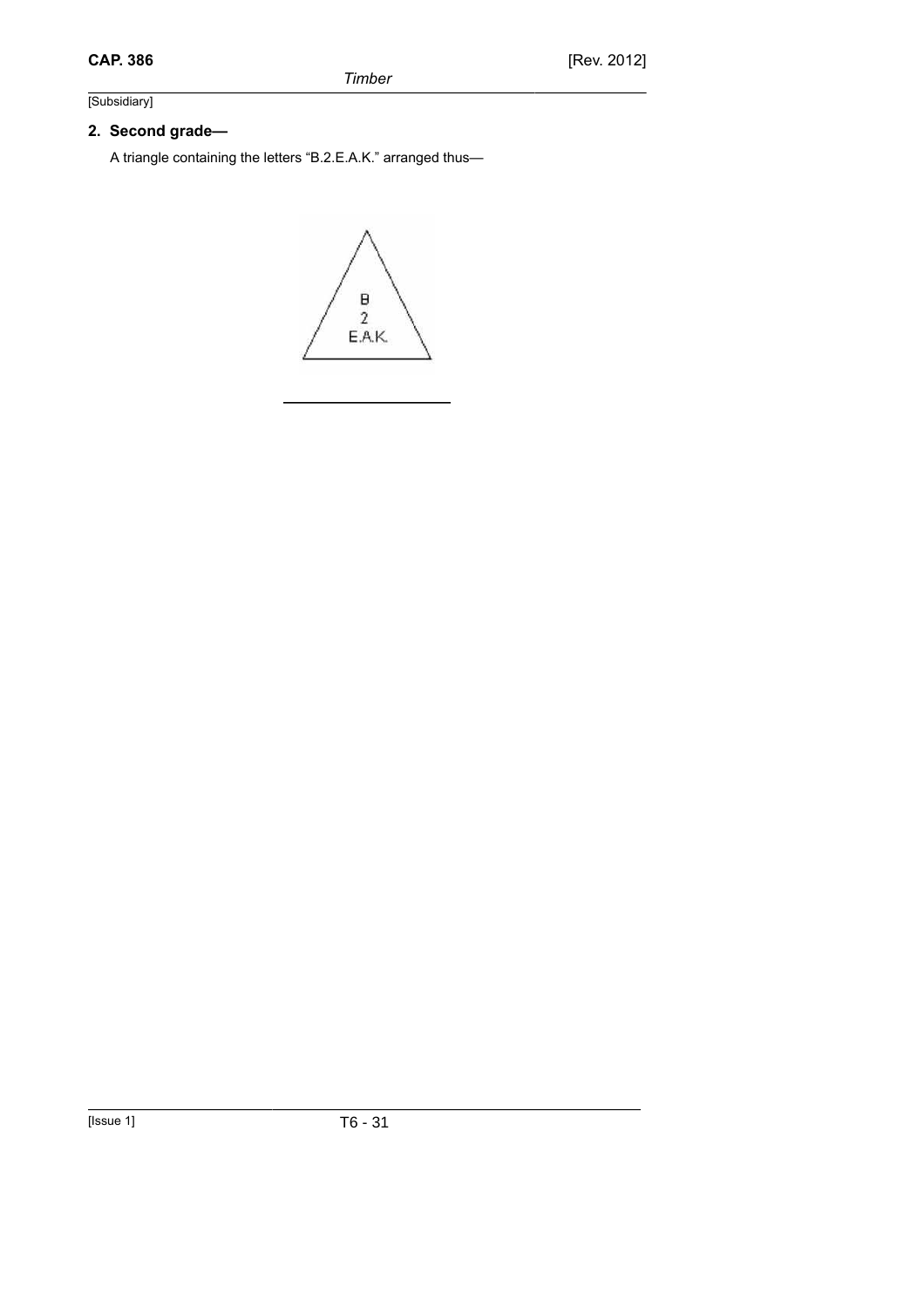[Subsidiary]

**2. Second grade—**

A triangle containing the letters "B.2.E.A.K." arranged thus—

B
2
E.A.K.